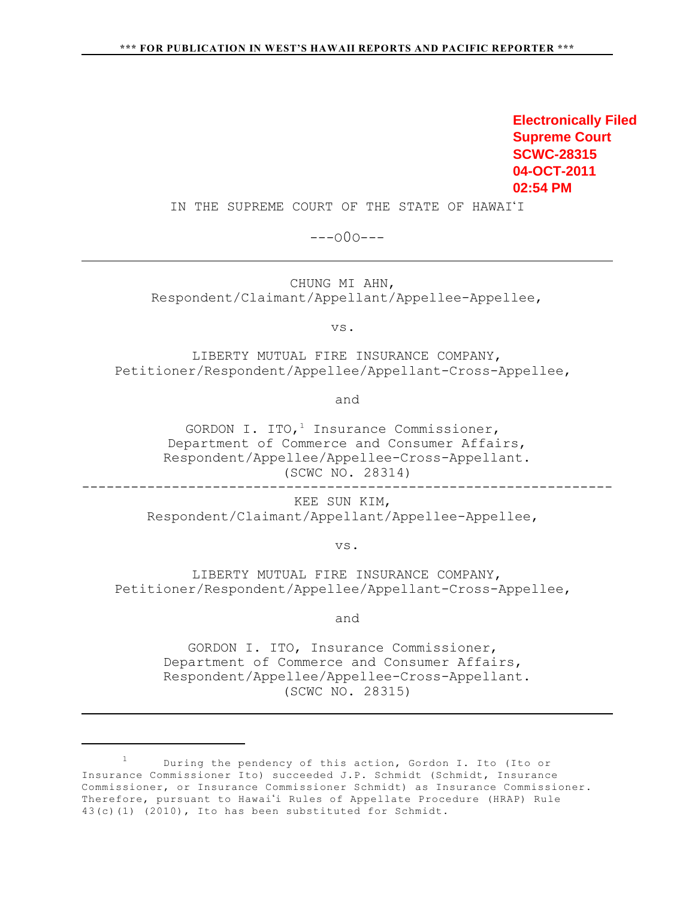Electronically Filed
Supreme Court
SCWC-28315
04-OCT-2011
02:54 PM

IN THE SUPREME COURT OF THE STATE OF HAWAIʻI

---oOo---

---

CHUNG MI AHN,
Respondent/Claimant/Appellant/Appellee-Appellee,

vs.

LIBERTY MUTUAL FIRE INSURANCE COMPANY,
Petitioner/Respondent/Appellee/Appellant-Cross-Appellee,

and

GORDON I. ITO,[1] Insurance Commissioner,
Department of Commerce and Consumer Affairs,
Respondent/Appellee/Appellee-Cross-Appellant.
(SCWC NO. 28314)

---

KEE SUN KIM,
Respondent/Claimant/Appellant/Appellee-Appellee,

vs.

LIBERTY MUTUAL FIRE INSURANCE COMPANY,
Petitioner/Respondent/Appellee/Appellant-Cross-Appellee,

and

GORDON I. ITO, Insurance Commissioner,
Department of Commerce and Consumer Affairs,
Respondent/Appellee/Appellee-Cross-Appellant.
(SCWC NO. 28315)

---

[1] During the pendency of this action, Gordon I. Ito (Ito or Insurance Commissioner Ito) succeeded J.P. Schmidt (Schmidt, Insurance Commissioner, or Insurance Commissioner Schmidt) as Insurance Commissioner. Therefore, pursuant to Hawaiʻi Rules of Appellate Procedure (HRAP) Rule 43(c)(1) (2010), Ito has been substituted for Schmidt.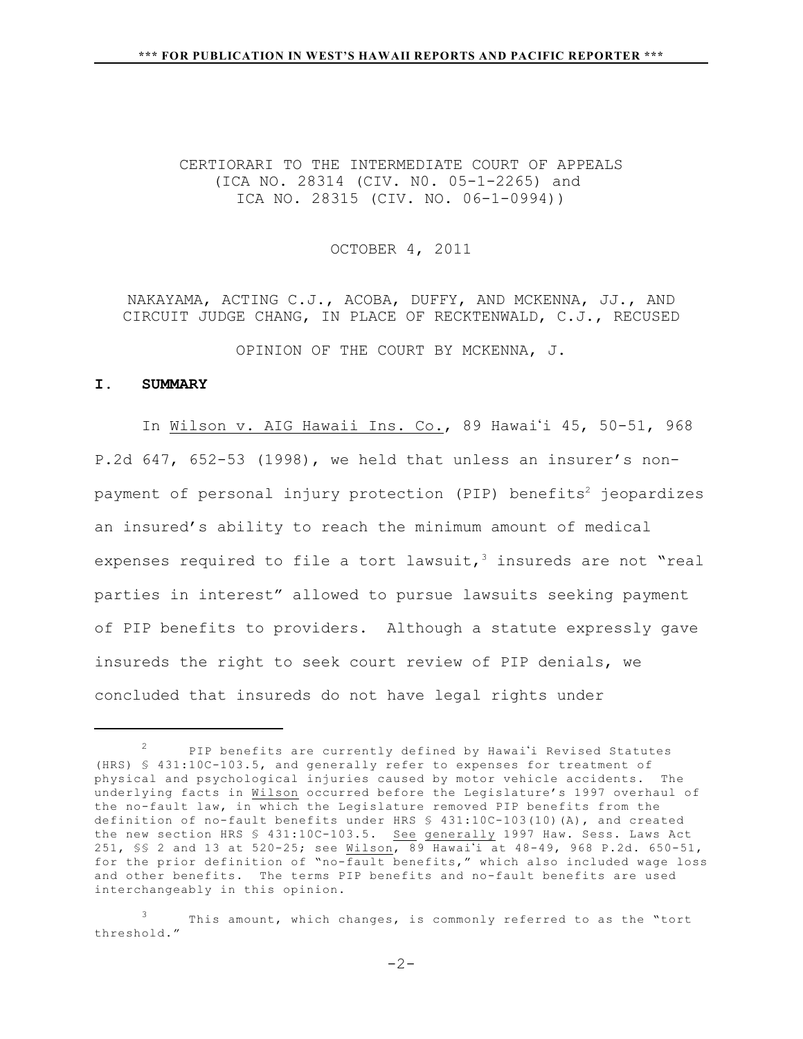CERTIORARI TO THE INTERMEDIATE COURT OF APPEALS
(ICA NO. 28314 (CIV. N0. 05-1-2265) and
ICA NO. 28315 (CIV. NO. 06-1-0994))

OCTOBER 4, 2011

NAKAYAMA, ACTING C.J., ACOBA, DUFFY, AND MCKENNA, JJ., AND CIRCUIT JUDGE CHANG, IN PLACE OF RECKTENWALD, C.J., RECUSED

OPINION OF THE COURT BY MCKENNA, J.

## I. SUMMARY

In Wilson v. AIG Hawaii Ins. Co., 89 Hawaiʻi 45, 50-51, 968 P.2d 647, 652-53 (1998), we held that unless an insurer's non-payment of personal injury protection (PIP) benefits[2] jeopardizes an insured's ability to reach the minimum amount of medical expenses required to file a tort lawsuit,[3] insureds are not "real parties in interest" allowed to pursue lawsuits seeking payment of PIP benefits to providers. Although a statute expressly gave insureds the right to seek court review of PIP denials, we concluded that insureds do not have legal rights under

---

[2] PIP benefits are currently defined by Hawaiʻi Revised Statutes (HRS) § 431:10C-103.5, and generally refer to expenses for treatment of physical and psychological injuries caused by motor vehicle accidents. The underlying facts in Wilson occurred before the Legislature's 1997 overhaul of the no-fault law, in which the Legislature removed PIP benefits from the definition of no-fault benefits under HRS § 431:10C-103(10)(A), and created the new section HRS § 431:10C-103.5. See generally 1997 Haw. Sess. Laws Act 251, §§ 2 and 13 at 520-25; see Wilson, 89 Hawaiʻi at 48-49, 968 P.2d. 650-51, for the prior definition of "no-fault benefits," which also included wage loss and other benefits. The terms PIP benefits and no-fault benefits are used interchangeably in this opinion.

[3] This amount, which changes, is commonly referred to as the "tort threshold."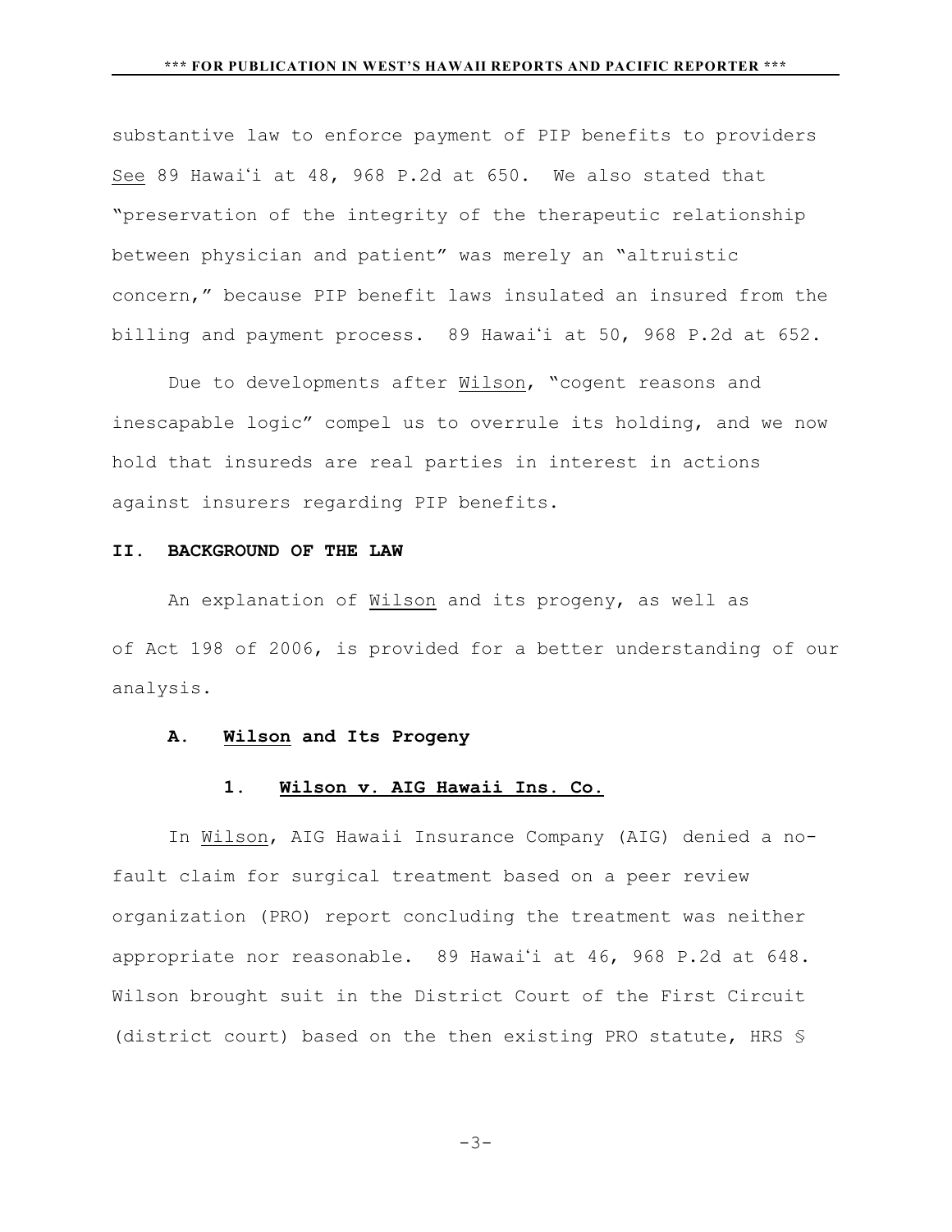substantive law to enforce payment of PIP benefits to providers See 89 Hawaiʻi at 48, 968 P.2d at 650. We also stated that "preservation of the integrity of the therapeutic relationship between physician and patient" was merely an "altruistic concern," because PIP benefit laws insulated an insured from the billing and payment process. 89 Hawaiʻi at 50, 968 P.2d at 652.

Due to developments after Wilson, "cogent reasons and inescapable logic" compel us to overrule its holding, and we now hold that insureds are real parties in interest in actions against insurers regarding PIP benefits.

## II. BACKGROUND OF THE LAW

An explanation of Wilson and its progeny, as well as of Act 198 of 2006, is provided for a better understanding of our analysis.

### A. Wilson and Its Progeny

#### 1. Wilson v. AIG Hawaii Ins. Co.

In Wilson, AIG Hawaii Insurance Company (AIG) denied a no-fault claim for surgical treatment based on a peer review organization (PRO) report concluding the treatment was neither appropriate nor reasonable. 89 Hawaiʻi at 46, 968 P.2d at 648. Wilson brought suit in the District Court of the First Circuit (district court) based on the then existing PRO statute, HRS §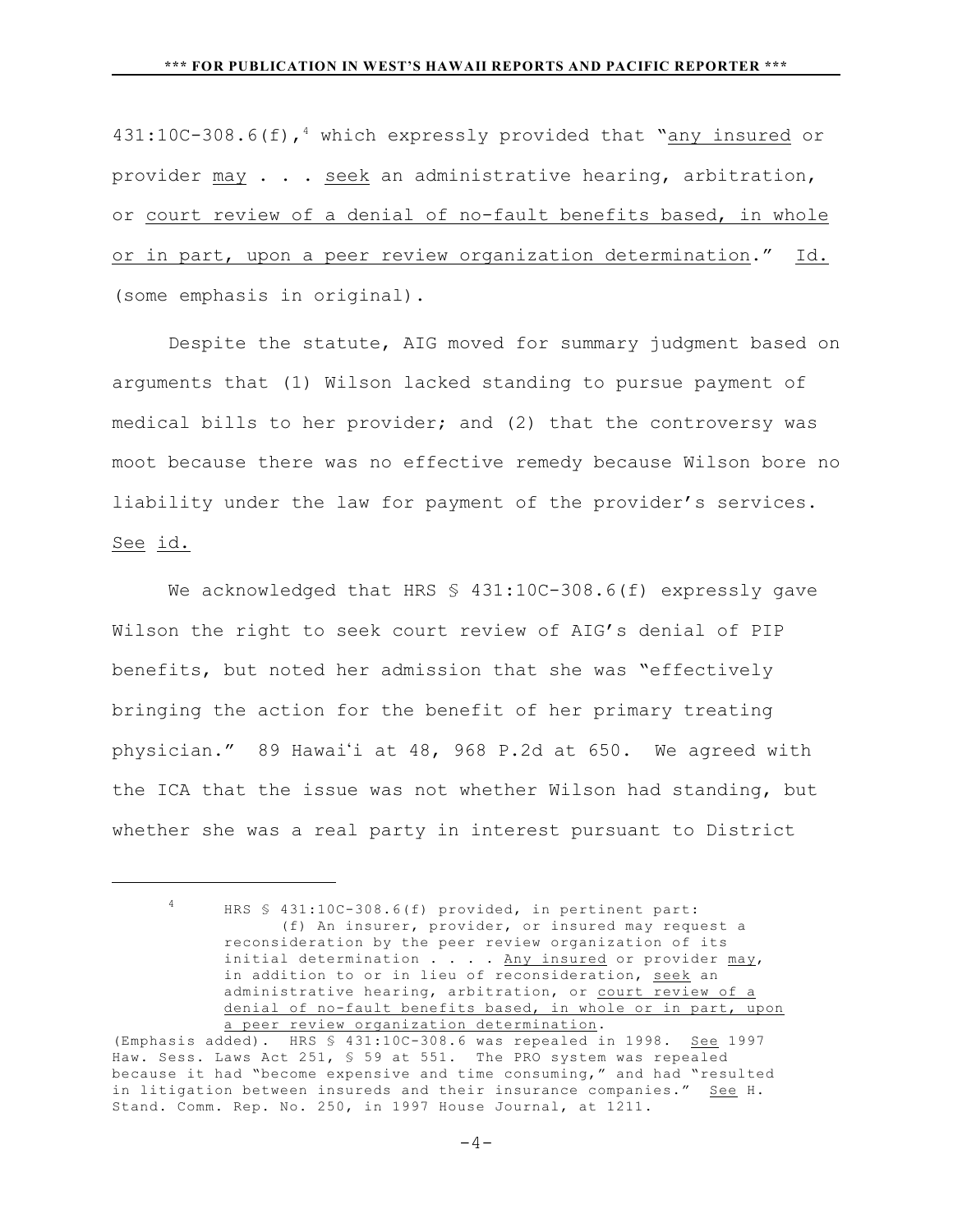431:10C-308.6(f),[4] which expressly provided that "any insured or provider may . . . seek an administrative hearing, arbitration, or court review of a denial of no-fault benefits based, in whole or in part, upon a peer review organization determination." Id. (some emphasis in original).

Despite the statute, AIG moved for summary judgment based on arguments that (1) Wilson lacked standing to pursue payment of medical bills to her provider; and (2) that the controversy was moot because there was no effective remedy because Wilson bore no liability under the law for payment of the provider's services. See id.

We acknowledged that HRS § 431:10C-308.6(f) expressly gave Wilson the right to seek court review of AIG's denial of PIP benefits, but noted her admission that she was "effectively bringing the action for the benefit of her primary treating physician." 89 Hawaiʻi at 48, 968 P.2d at 650. We agreed with the ICA that the issue was not whether Wilson had standing, but whether she was a real party in interest pursuant to District

---

[4] HRS § 431:10C-308.6(f) provided, in pertinent part:

> (f) An insurer, provider, or insured may request a reconsideration by the peer review organization of its initial determination . . . . Any insured or provider may, in addition to or in lieu of reconsideration, seek an administrative hearing, arbitration, or court review of a denial of no-fault benefits based, in whole or in part, upon a peer review organization determination.

(Emphasis added). HRS § 431:10C-308.6 was repealed in 1998. See 1997 Haw. Sess. Laws Act 251, § 59 at 551. The PRO system was repealed because it had "become expensive and time consuming," and had "resulted in litigation between insureds and their insurance companies." See H. Stand. Comm. Rep. No. 250, in 1997 House Journal, at 1211.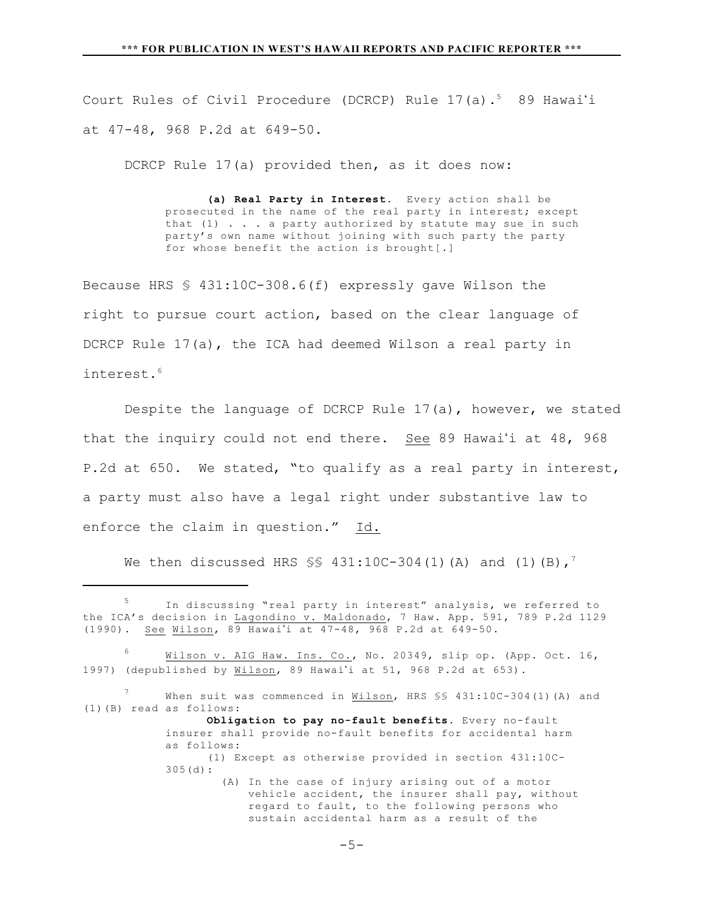Court Rules of Civil Procedure (DCRCP) Rule 17(a).[5] 89 Hawaiʻi at 47-48, 968 P.2d at 649-50.

DCRCP Rule 17(a) provided then, as it does now:

> **(a) Real Party in Interest.** Every action shall be prosecuted in the name of the real party in interest; except that (1) . . . a party authorized by statute may sue in such party's own name without joining with such party the party for whose benefit the action is brought[.]

Because HRS § 431:10C-308.6(f) expressly gave Wilson the right to pursue court action, based on the clear language of DCRCP Rule 17(a), the ICA had deemed Wilson a real party in interest.[6]

Despite the language of DCRCP Rule 17(a), however, we stated that the inquiry could not end there. <u>See</u> 89 Hawaiʻi at 48, 968 P.2d at 650. We stated, "to qualify as a real party in interest, a party must also have a legal right under substantive law to enforce the claim in question." <u>Id.</u>

We then discussed HRS §§ 431:10C-304(1)(A) and (1)(B),[7]

---

[5] In discussing "real party in interest" analysis, we referred to the ICA's decision in <u>Lagondino v. Maldonado</u>, 7 Haw. App. 591, 789 P.2d 1129 (1990). <u>See</u> <u>Wilson</u>, 89 Hawaiʻi at 47-48, 968 P.2d at 649-50.

[6] <u>Wilson v. AIG Haw. Ins. Co.</u>, No. 20349, slip op. (App. Oct. 16, 1997) (depublished by <u>Wilson</u>, 89 Hawaiʻi at 51, 968 P.2d at 653).

[7] When suit was commenced in <u>Wilson</u>, HRS §§ 431:10C-304(1)(A) and (1)(B) read as follows:

> **Obligation to pay no-fault benefits.** Every no-fault insurer shall provide no-fault benefits for accidental harm as follows:
>
> (1) Except as otherwise provided in section 431:10C-305(d):
>
> (A) In the case of injury arising out of a motor vehicle accident, the insurer shall pay, without regard to fault, to the following persons who sustain accidental harm as a result of the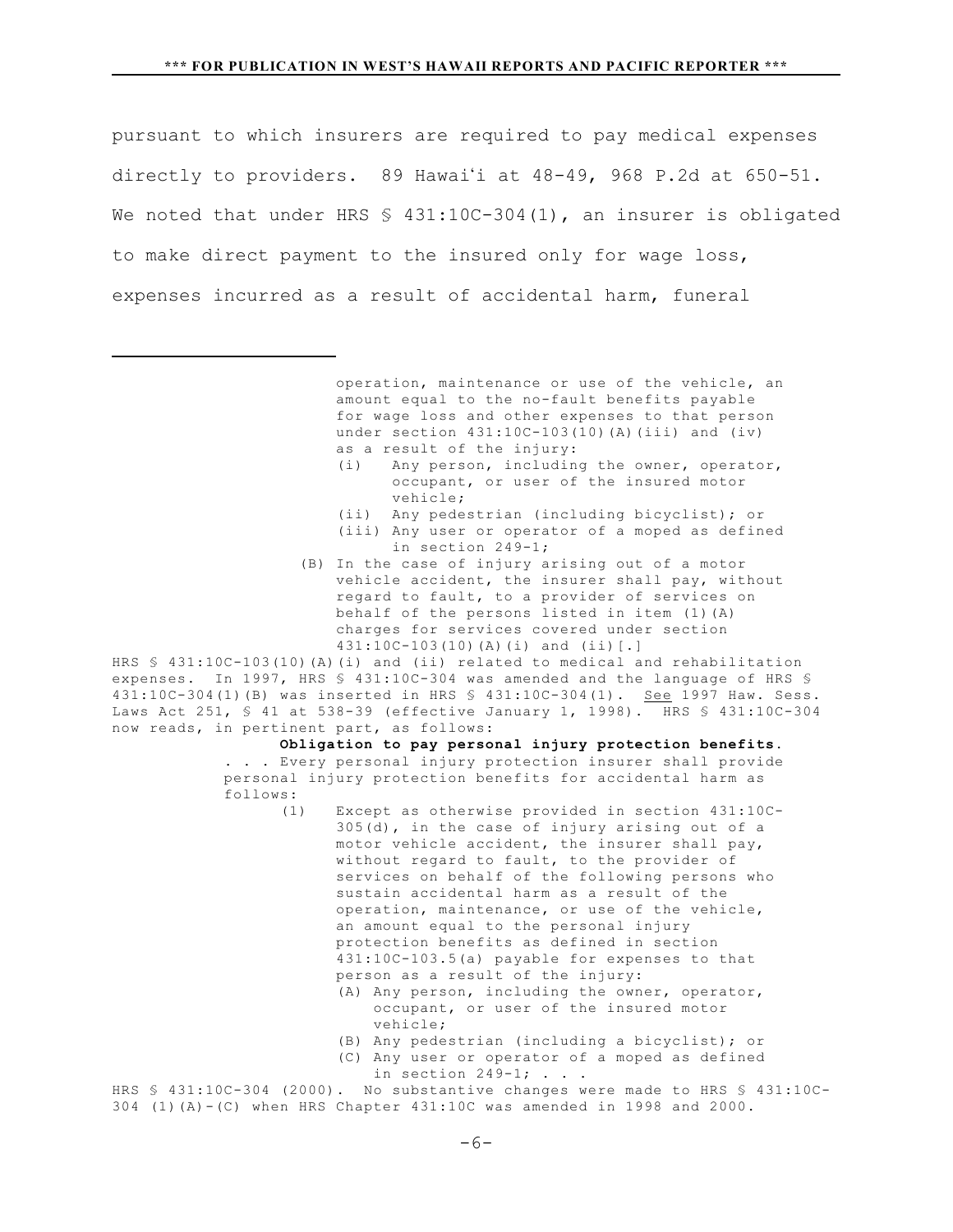pursuant to which insurers are required to pay medical expenses directly to providers. 89 Hawaiʻi at 48-49, 968 P.2d at 650-51. We noted that under HRS § 431:10C-304(1), an insurer is obligated to make direct payment to the insured only for wage loss, expenses incurred as a result of accidental harm, funeral

---

> operation, maintenance or use of the vehicle, an amount equal to the no-fault benefits payable for wage loss and other expenses to that person under section 431:10C-103(10)(A)(iii) and (iv) as a result of the injury:
>
> (i) Any person, including the owner, operator, occupant, or user of the insured motor vehicle;
>
> (ii) Any pedestrian (including bicyclist); or
>
> (iii) Any user or operator of a moped as defined in section 249-1;
>
> (B) In the case of injury arising out of a motor vehicle accident, the insurer shall pay, without regard to fault, to a provider of services on behalf of the persons listed in item (1)(A) charges for services covered under section 431:10C-103(10)(A)(i) and (ii)[.]

HRS § 431:10C-103(10)(A)(i) and (ii) related to medical and rehabilitation expenses. In 1997, HRS § 431:10C-304 was amended and the language of HRS § 431:10C-304(1)(B) was inserted in HRS § 431:10C-304(1). See 1997 Haw. Sess. Laws Act 251, § 41 at 538-39 (effective January 1, 1998). HRS § 431:10C-304 now reads, in pertinent part, as follows:

> **Obligation to pay personal injury protection benefits.** . . . Every personal injury protection insurer shall provide personal injury protection benefits for accidental harm as follows:
>
> (1) Except as otherwise provided in section 431:10C-305(d), in the case of injury arising out of a motor vehicle accident, the insurer shall pay, without regard to fault, to the provider of services on behalf of the following persons who sustain accidental harm as a result of the operation, maintenance, or use of the vehicle, an amount equal to the personal injury protection benefits as defined in section 431:10C-103.5(a) payable for expenses to that person as a result of the injury:
>
> (A) Any person, including the owner, operator, occupant, or user of the insured motor vehicle;
>
> (B) Any pedestrian (including a bicyclist); or
>
> (C) Any user or operator of a moped as defined in section 249-1; . . .

HRS § 431:10C-304 (2000). No substantive changes were made to HRS § 431:10C-304 (1)(A)-(C) when HRS Chapter 431:10C was amended in 1998 and 2000.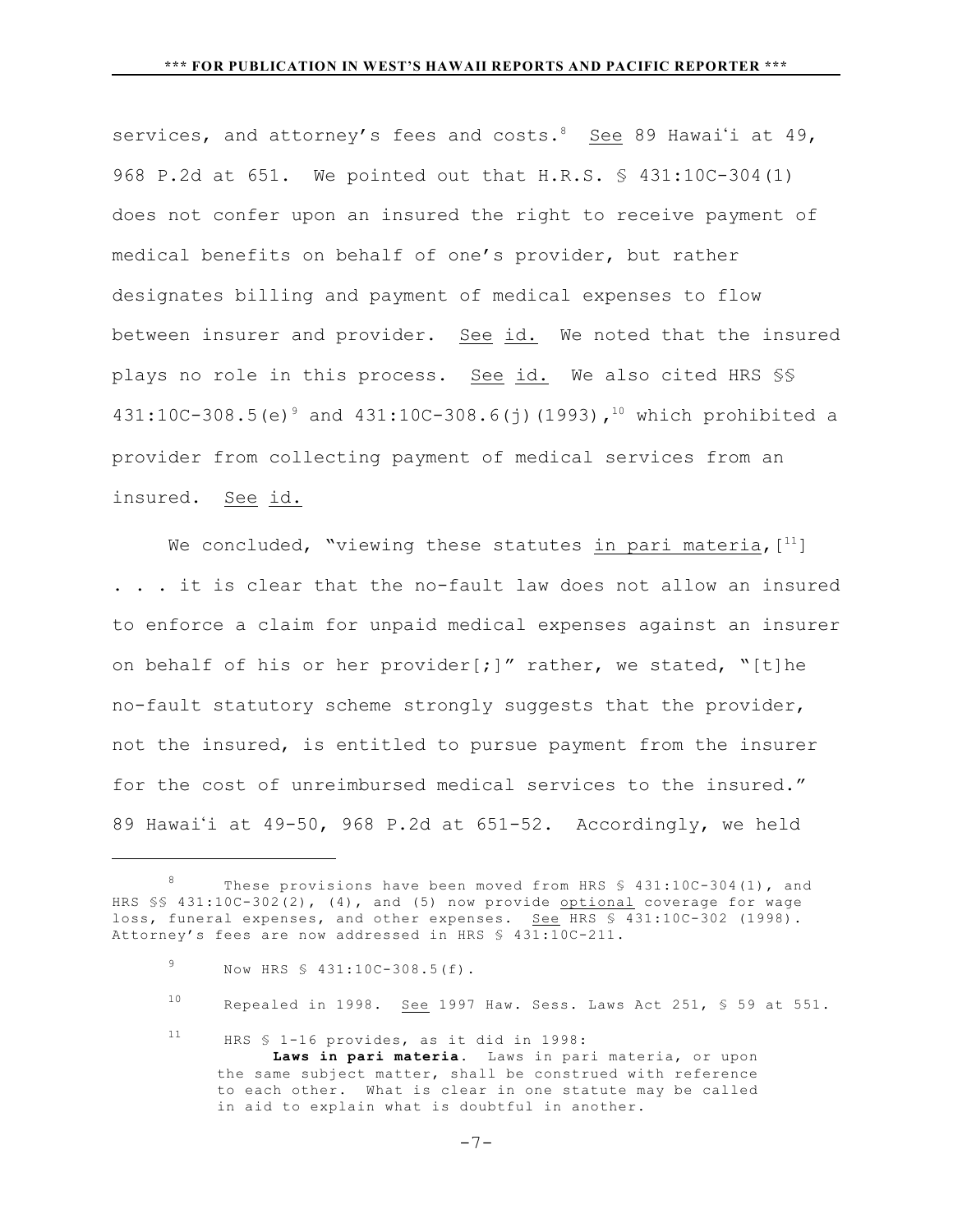services, and attorney's fees and costs.[8] See 89 Hawai'i at 49, 968 P.2d at 651. We pointed out that H.R.S. § 431:10C-304(1) does not confer upon an insured the right to receive payment of medical benefits on behalf of one's provider, but rather designates billing and payment of medical expenses to flow between insurer and provider. See id. We noted that the insured plays no role in this process. See id. We also cited HRS §§ 431:10C-308.5(e)[9] and 431:10C-308.6(j)(1993),[10] which prohibited a provider from collecting payment of medical services from an insured. See id.

We concluded, "viewing these statutes *in pari materia*,[[11]] . . . it is clear that the no-fault law does not allow an insured to enforce a claim for unpaid medical expenses against an insurer on behalf of his or her provider[;]" rather, we stated, "[t]he no-fault statutory scheme strongly suggests that the provider, not the insured, is entitled to pursue payment from the insurer for the cost of unreimbursed medical services to the insured." 89 Hawai'i at 49-50, 968 P.2d at 651-52. Accordingly, we held

---

[8] These provisions have been moved from HRS § 431:10C-304(1), and HRS §§ 431:10C-302(2), (4), and (5) now provide optional coverage for wage loss, funeral expenses, and other expenses. See HRS § 431:10C-302 (1998). Attorney's fees are now addressed in HRS § 431:10C-211.

[9] Now HRS § 431:10C-308.5(f).

[10] Repealed in 1998. See 1997 Haw. Sess. Laws Act 251, § 59 at 551.

[11] HRS § 1-16 provides, as it did in 1998:

> **Laws in pari materia**. Laws in pari materia, or upon the same subject matter, shall be construed with reference to each other. What is clear in one statute may be called in aid to explain what is doubtful in another.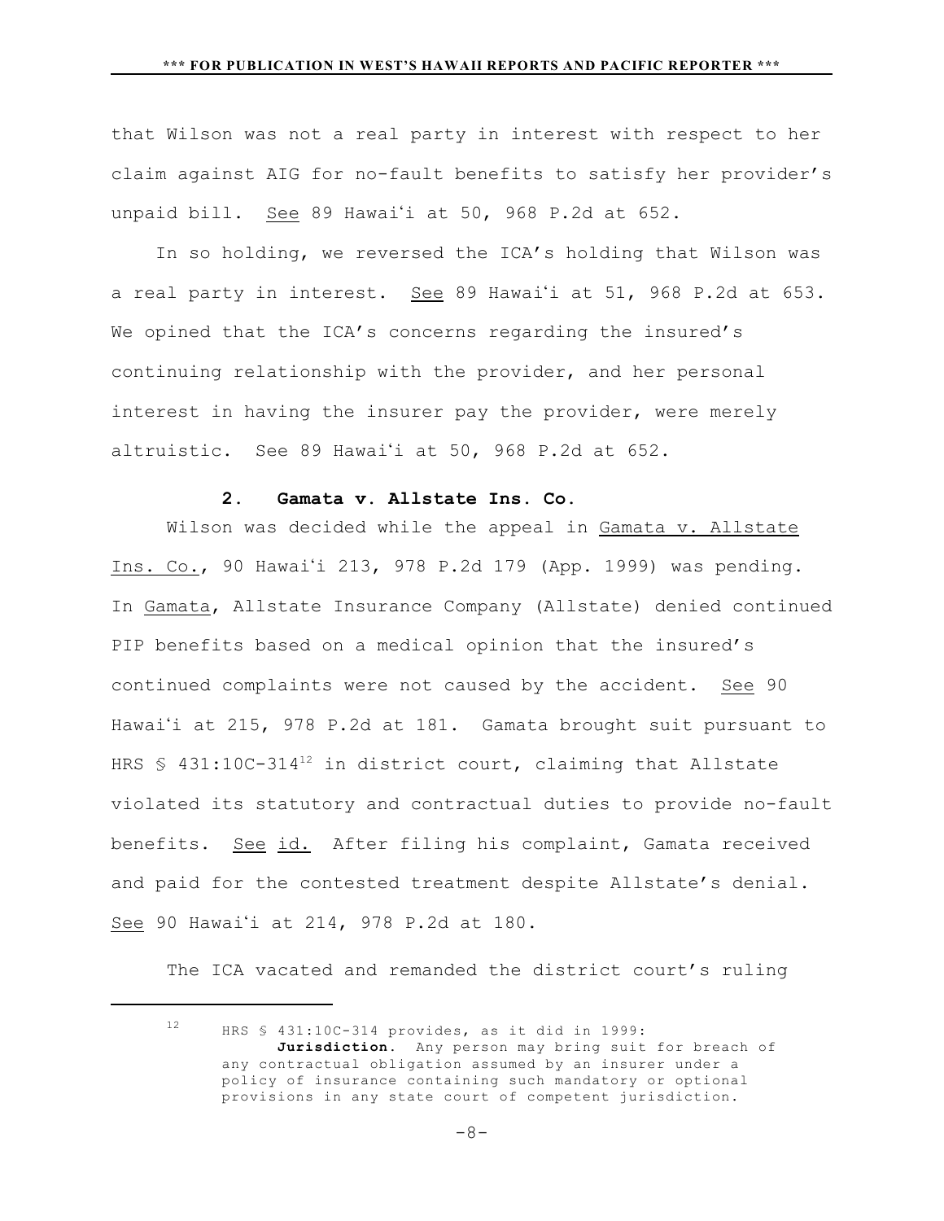that Wilson was not a real party in interest with respect to her claim against AIG for no-fault benefits to satisfy her provider's unpaid bill. See 89 Hawai'i at 50, 968 P.2d at 652.

In so holding, we reversed the ICA's holding that Wilson was a real party in interest. See 89 Hawai'i at 51, 968 P.2d at 653. We opined that the ICA's concerns regarding the insured's continuing relationship with the provider, and her personal interest in having the insurer pay the provider, were merely altruistic. See 89 Hawai'i at 50, 968 P.2d at 652.

### 2. Gamata v. Allstate Ins. Co.

Wilson was decided while the appeal in Gamata v. Allstate Ins. Co., 90 Hawai'i 213, 978 P.2d 179 (App. 1999) was pending. In Gamata, Allstate Insurance Company (Allstate) denied continued PIP benefits based on a medical opinion that the insured's continued complaints were not caused by the accident. See 90 Hawai'i at 215, 978 P.2d at 181. Gamata brought suit pursuant to HRS § 431:10C-314[12] in district court, claiming that Allstate violated its statutory and contractual duties to provide no-fault benefits. See id. After filing his complaint, Gamata received and paid for the contested treatment despite Allstate's denial. See 90 Hawai'i at 214, 978 P.2d at 180.

The ICA vacated and remanded the district court's ruling

---

[12] HRS § 431:10C-314 provides, as it did in 1999:

**Jurisdiction.** Any person may bring suit for breach of any contractual obligation assumed by an insurer under a policy of insurance containing such mandatory or optional provisions in any state court of competent jurisdiction.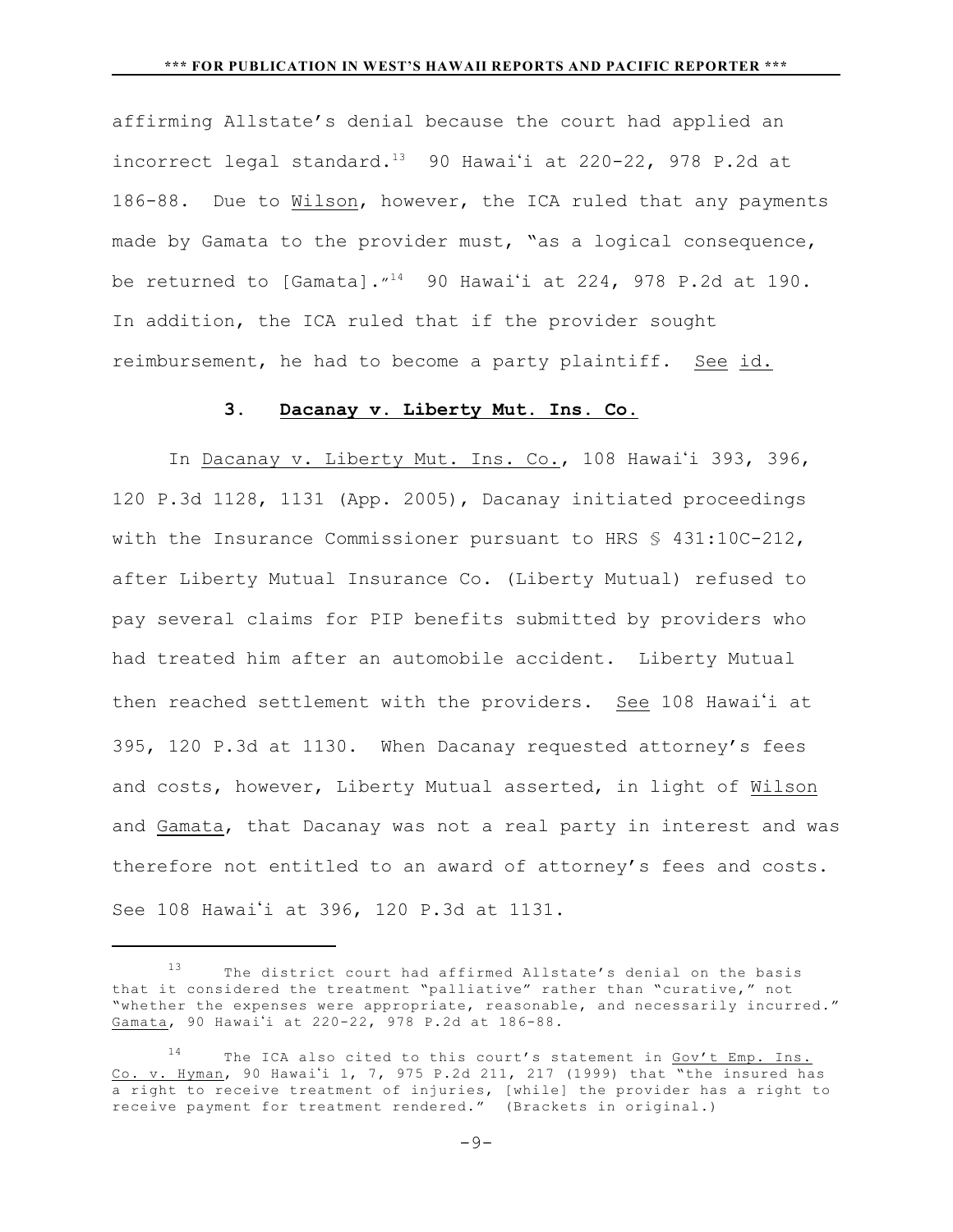affirming Allstate's denial because the court had applied an incorrect legal standard.[13] 90 Hawaiʻi at 220-22, 978 P.2d at 186-88. Due to Wilson, however, the ICA ruled that any payments made by Gamata to the provider must, "as a logical consequence, be returned to [Gamata]."[14] 90 Hawaiʻi at 224, 978 P.2d at 190. In addition, the ICA ruled that if the provider sought reimbursement, he had to become a party plaintiff. See id.

### 3. Dacanay v. Liberty Mut. Ins. Co.

In Dacanay v. Liberty Mut. Ins. Co., 108 Hawaiʻi 393, 396, 120 P.3d 1128, 1131 (App. 2005), Dacanay initiated proceedings with the Insurance Commissioner pursuant to HRS § 431:10C-212, after Liberty Mutual Insurance Co. (Liberty Mutual) refused to pay several claims for PIP benefits submitted by providers who had treated him after an automobile accident. Liberty Mutual then reached settlement with the providers. See 108 Hawaiʻi at 395, 120 P.3d at 1130. When Dacanay requested attorney's fees and costs, however, Liberty Mutual asserted, in light of Wilson and Gamata, that Dacanay was not a real party in interest and was therefore not entitled to an award of attorney's fees and costs. See 108 Hawaiʻi at 396, 120 P.3d at 1131.

---

[13] The district court had affirmed Allstate's denial on the basis that it considered the treatment "palliative" rather than "curative," not "whether the expenses were appropriate, reasonable, and necessarily incurred." Gamata, 90 Hawaiʻi at 220-22, 978 P.2d at 186-88.

[14] The ICA also cited to this court's statement in Gov't Emp. Ins. Co. v. Hyman, 90 Hawaiʻi 1, 7, 975 P.2d 211, 217 (1999) that "the insured has a right to receive treatment of injuries, [while] the provider has a right to receive payment for treatment rendered." (Brackets in original.)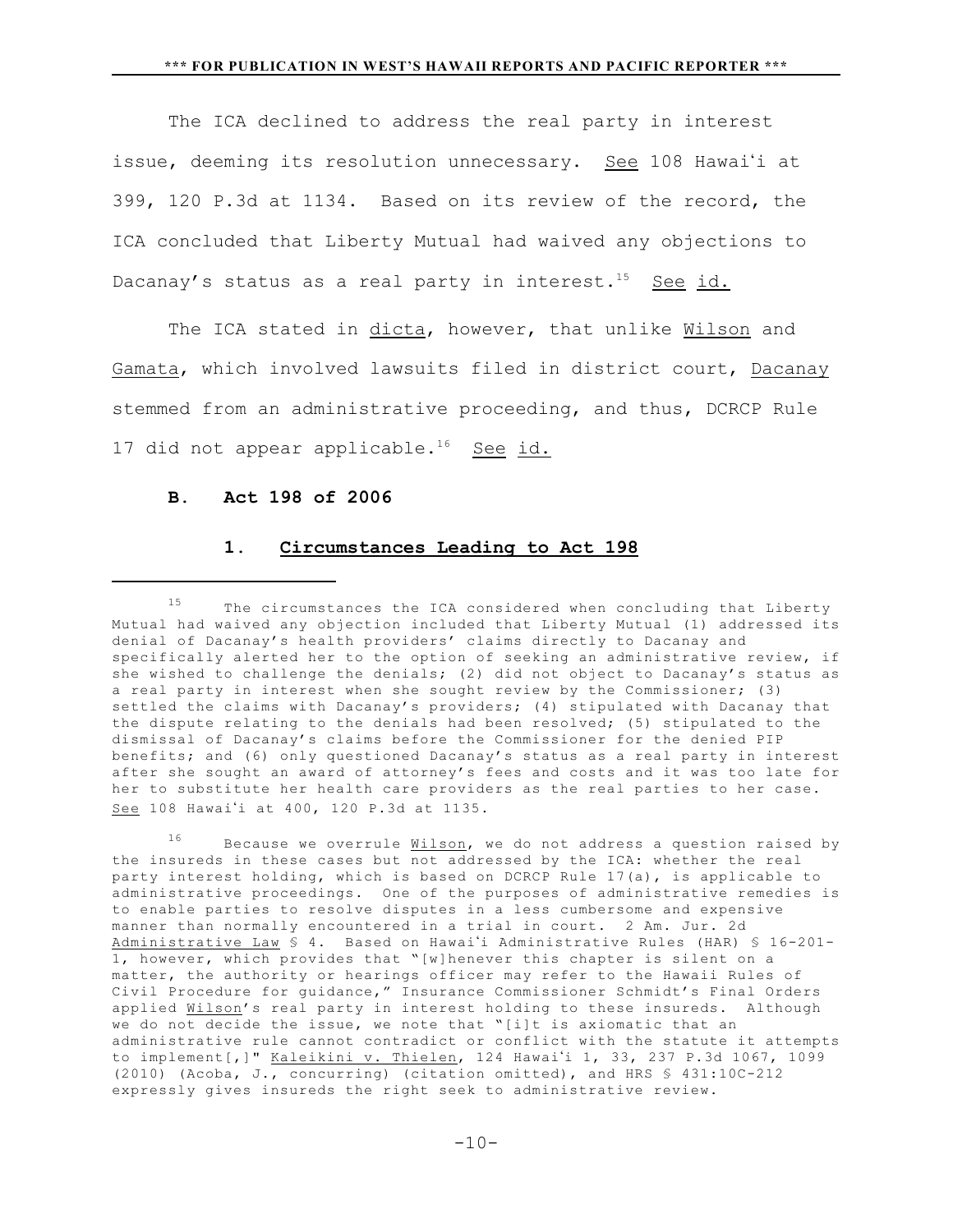The ICA declined to address the real party in interest issue, deeming its resolution unnecessary. See 108 Hawaiʻi at 399, 120 P.3d at 1134. Based on its review of the record, the ICA concluded that Liberty Mutual had waived any objections to Dacanay's status as a real party in interest.[15] See id.

The ICA stated in dicta, however, that unlike Wilson and Gamata, which involved lawsuits filed in district court, Dacanay stemmed from an administrative proceeding, and thus, DCRCP Rule 17 did not appear applicable.[16] See id.

### B. Act 198 of 2006

#### 1. Circumstances Leading to Act 198

---

[15] The circumstances the ICA considered when concluding that Liberty Mutual had waived any objection included that Liberty Mutual (1) addressed its denial of Dacanay's health providers' claims directly to Dacanay and specifically alerted her to the option of seeking an administrative review, if she wished to challenge the denials; (2) did not object to Dacanay's status as a real party in interest when she sought review by the Commissioner; (3) settled the claims with Dacanay's providers; (4) stipulated with Dacanay that the dispute relating to the denials had been resolved; (5) stipulated to the dismissal of Dacanay's claims before the Commissioner for the denied PIP benefits; and (6) only questioned Dacanay's status as a real party in interest after she sought an award of attorney's fees and costs and it was too late for her to substitute her health care providers as the real parties to her case. See 108 Hawaiʻi at 400, 120 P.3d at 1135.

[16] Because we overrule Wilson, we do not address a question raised by the insureds in these cases but not addressed by the ICA: whether the real party interest holding, which is based on DCRCP Rule 17(a), is applicable to administrative proceedings. One of the purposes of administrative remedies is to enable parties to resolve disputes in a less cumbersome and expensive manner than normally encountered in a trial in court. 2 Am. Jur. 2d Administrative Law § 4. Based on Hawaiʻi Administrative Rules (HAR) § 16-201-1, however, which provides that "[w]henever this chapter is silent on a matter, the authority or hearings officer may refer to the Hawaii Rules of Civil Procedure for guidance," Insurance Commissioner Schmidt's Final Orders applied Wilson's real party in interest holding to these insureds. Although we do not decide the issue, we note that "[i]t is axiomatic that an administrative rule cannot contradict or conflict with the statute it attempts to implement[,]" Kaleikini v. Thielen, 124 Hawaiʻi 1, 33, 237 P.3d 1067, 1099 (2010) (Acoba, J., concurring) (citation omitted), and HRS § 431:10C-212 expressly gives insureds the right seek to administrative review.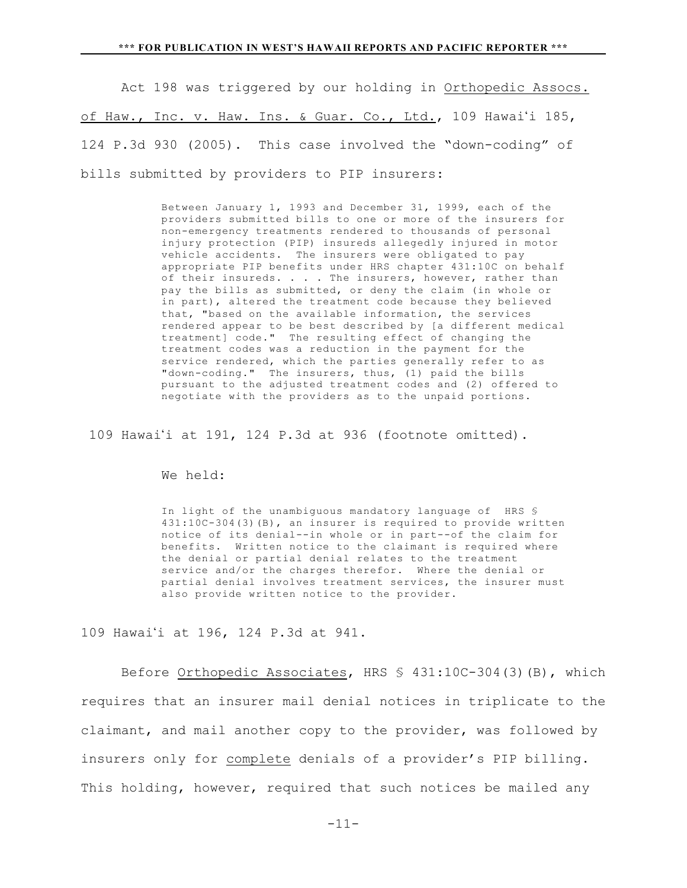Act 198 was triggered by our holding in Orthopedic Assocs. of Haw., Inc. v. Haw. Ins. & Guar. Co., Ltd., 109 Hawaiʻi 185, 124 P.3d 930 (2005). This case involved the "down-coding" of bills submitted by providers to PIP insurers:

> Between January 1, 1993 and December 31, 1999, each of the providers submitted bills to one or more of the insurers for non-emergency treatments rendered to thousands of personal injury protection (PIP) insureds allegedly injured in motor vehicle accidents. The insurers were obligated to pay appropriate PIP benefits under HRS chapter 431:10C on behalf of their insureds. . . . The insurers, however, rather than pay the bills as submitted, or deny the claim (in whole or in part), altered the treatment code because they believed that, "based on the available information, the services rendered appear to be best described by [a different medical treatment] code." The resulting effect of changing the treatment codes was a reduction in the payment for the service rendered, which the parties generally refer to as "down-coding." The insurers, thus, (1) paid the bills pursuant to the adjusted treatment codes and (2) offered to negotiate with the providers as to the unpaid portions.

109 Hawaiʻi at 191, 124 P.3d at 936 (footnote omitted).

We held:

> In light of the unambiguous mandatory language of HRS § 431:10C-304(3)(B), an insurer is required to provide written notice of its denial--in whole or in part--of the claim for benefits. Written notice to the claimant is required where the denial or partial denial relates to the treatment service and/or the charges therefor. Where the denial or partial denial involves treatment services, the insurer must also provide written notice to the provider.

109 Hawaiʻi at 196, 124 P.3d at 941.

Before Orthopedic Associates, HRS § 431:10C-304(3)(B), which requires that an insurer mail denial notices in triplicate to the claimant, and mail another copy to the provider, was followed by insurers only for complete denials of a provider's PIP billing. This holding, however, required that such notices be mailed any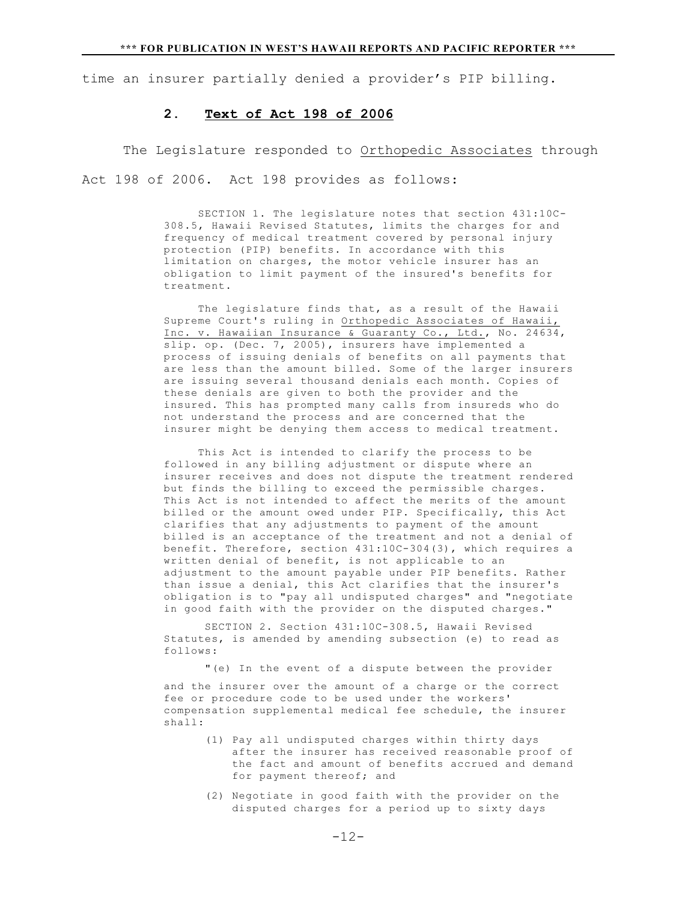time an insurer partially denied a provider's PIP billing.

### 2. Text of Act 198 of 2006

The Legislature responded to Orthopedic Associates through Act 198 of 2006. Act 198 provides as follows:

> SECTION 1. The legislature notes that section 431:10C-308.5, Hawaii Revised Statutes, limits the charges for and frequency of medical treatment covered by personal injury protection (PIP) benefits. In accordance with this limitation on charges, the motor vehicle insurer has an obligation to limit payment of the insured's benefits for treatment.
>
> The legislature finds that, as a result of the Hawaii Supreme Court's ruling in Orthopedic Associates of Hawaii, Inc. v. Hawaiian Insurance & Guaranty Co., Ltd., No. 24634, slip. op. (Dec. 7, 2005), insurers have implemented a process of issuing denials of benefits on all payments that are less than the amount billed. Some of the larger insurers are issuing several thousand denials each month. Copies of these denials are given to both the provider and the insured. This has prompted many calls from insureds who do not understand the process and are concerned that the insurer might be denying them access to medical treatment.
>
> This Act is intended to clarify the process to be followed in any billing adjustment or dispute where an insurer receives and does not dispute the treatment rendered but finds the billing to exceed the permissible charges. This Act is not intended to affect the merits of the amount billed or the amount owed under PIP. Specifically, this Act clarifies that any adjustments to payment of the amount billed is an acceptance of the treatment and not a denial of benefit. Therefore, section 431:10C-304(3), which requires a written denial of benefit, is not applicable to an adjustment to the amount payable under PIP benefits. Rather than issue a denial, this Act clarifies that the insurer's obligation is to "pay all undisputed charges" and "negotiate in good faith with the provider on the disputed charges."
>
> SECTION 2. Section 431:10C-308.5, Hawaii Revised Statutes, is amended by amending subsection (e) to read as follows:
>
> "(e) In the event of a dispute between the provider and the insurer over the amount of a charge or the correct fee or procedure code to be used under the workers' compensation supplemental medical fee schedule, the insurer shall:
>
> (1) Pay all undisputed charges within thirty days after the insurer has received reasonable proof of the fact and amount of benefits accrued and demand for payment thereof; and
>
> (2) Negotiate in good faith with the provider on the disputed charges for a period up to sixty days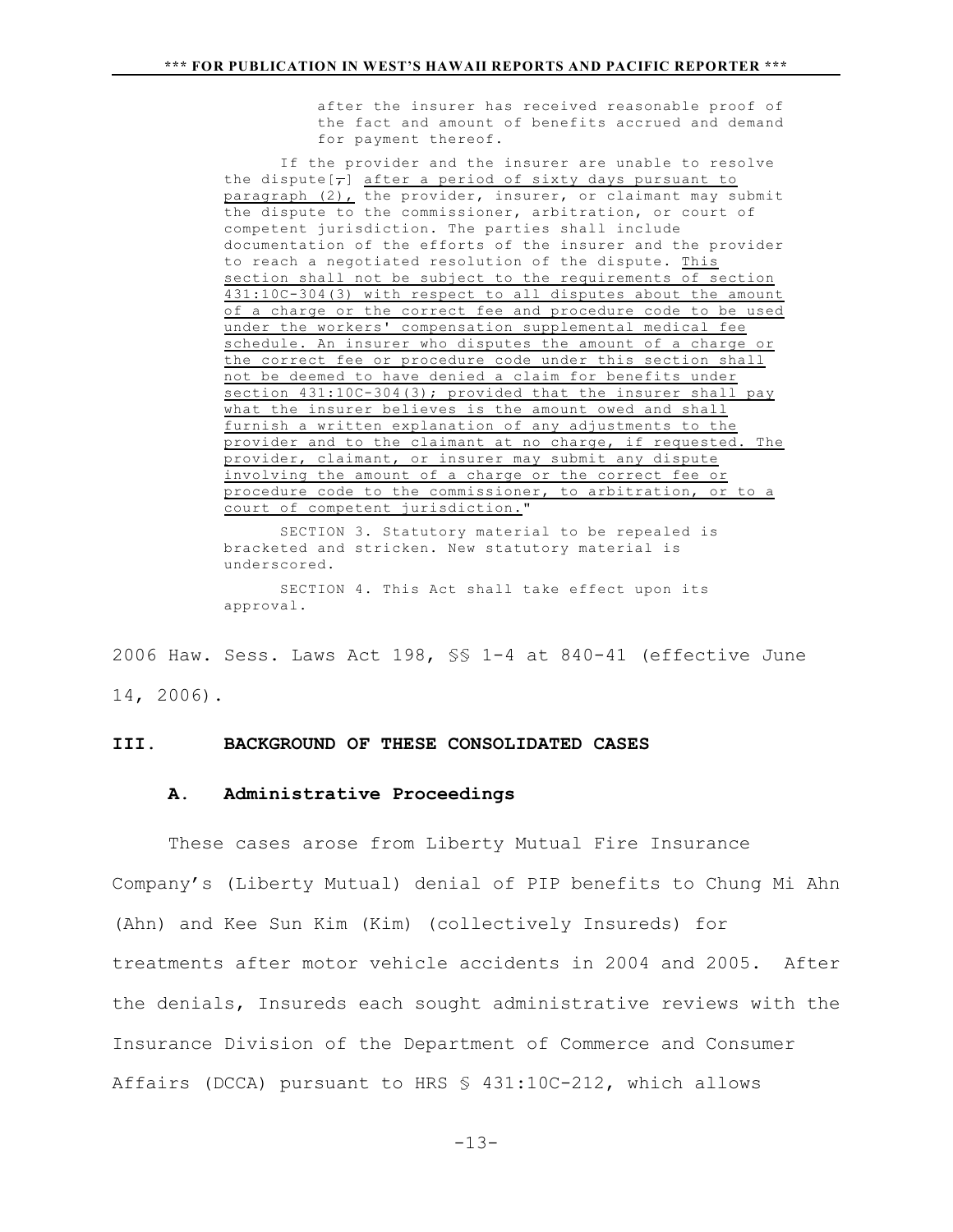after the insurer has received reasonable proof of the fact and amount of benefits accrued and demand for payment thereof.

If the provider and the insurer are unable to resolve the dispute[,] after a period of sixty days pursuant to paragraph (2), the provider, insurer, or claimant may submit the dispute to the commissioner, arbitration, or court of competent jurisdiction. The parties shall include documentation of the efforts of the insurer and the provider to reach a negotiated resolution of the dispute. This section shall not be subject to the requirements of section 431:10C-304(3) with respect to all disputes about the amount of a charge or the correct fee and procedure code to be used under the workers' compensation supplemental medical fee schedule. An insurer who disputes the amount of a charge or the correct fee or procedure code under this section shall not be deemed to have denied a claim for benefits under section 431:10C-304(3); provided that the insurer shall pay what the insurer believes is the amount owed and shall furnish a written explanation of any adjustments to the provider and to the claimant at no charge, if requested. The provider, claimant, or insurer may submit any dispute involving the amount of a charge or the correct fee or procedure code to the commissioner, to arbitration, or to a court of competent jurisdiction."

SECTION 3. Statutory material to be repealed is bracketed and stricken. New statutory material is underscored.

SECTION 4. This Act shall take effect upon its approval.

2006 Haw. Sess. Laws Act 198, §§ 1-4 at 840-41 (effective June 14, 2006).

## III. BACKGROUND OF THESE CONSOLIDATED CASES

### A. Administrative Proceedings

These cases arose from Liberty Mutual Fire Insurance Company's (Liberty Mutual) denial of PIP benefits to Chung Mi Ahn (Ahn) and Kee Sun Kim (Kim) (collectively Insureds) for treatments after motor vehicle accidents in 2004 and 2005. After the denials, Insureds each sought administrative reviews with the Insurance Division of the Department of Commerce and Consumer Affairs (DCCA) pursuant to HRS § 431:10C-212, which allows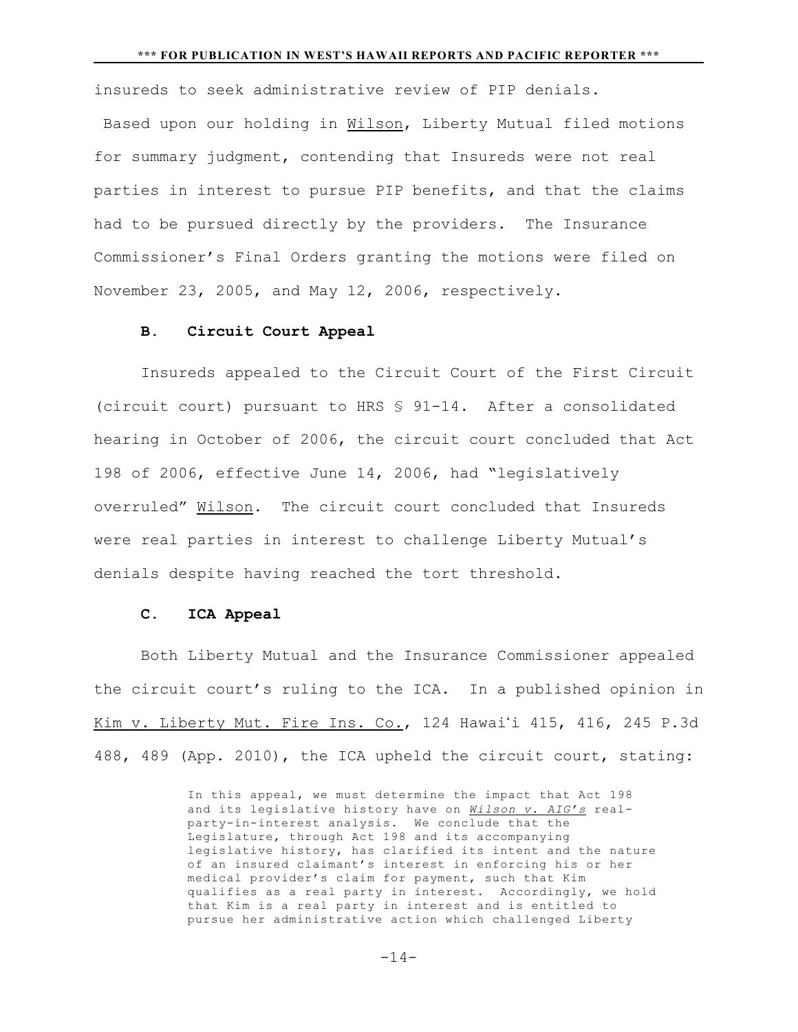insureds to seek administrative review of PIP denials.

Based upon our holding in Wilson, Liberty Mutual filed motions for summary judgment, contending that Insureds were not real parties in interest to pursue PIP benefits, and that the claims had to be pursued directly by the providers. The Insurance Commissioner's Final Orders granting the motions were filed on November 23, 2005, and May 12, 2006, respectively.

### B. Circuit Court Appeal

Insureds appealed to the Circuit Court of the First Circuit (circuit court) pursuant to HRS § 91-14. After a consolidated hearing in October of 2006, the circuit court concluded that Act 198 of 2006, effective June 14, 2006, had "legislatively overruled" Wilson. The circuit court concluded that Insureds were real parties in interest to challenge Liberty Mutual's denials despite having reached the tort threshold.

### C. ICA Appeal

Both Liberty Mutual and the Insurance Commissioner appealed the circuit court's ruling to the ICA. In a published opinion in Kim v. Liberty Mut. Fire Ins. Co., 124 Hawaiʻi 415, 416, 245 P.3d 488, 489 (App. 2010), the ICA upheld the circuit court, stating:

> In this appeal, we must determine the impact that Act 198 and its legislative history have on *Wilson v. AIG's* real-party-in-interest analysis. We conclude that the Legislature, through Act 198 and its accompanying legislative history, has clarified its intent and the nature of an insured claimant's interest in enforcing his or her medical provider's claim for payment, such that Kim qualifies as a real party in interest. Accordingly, we hold that Kim is a real party in interest and is entitled to pursue her administrative action which challenged Liberty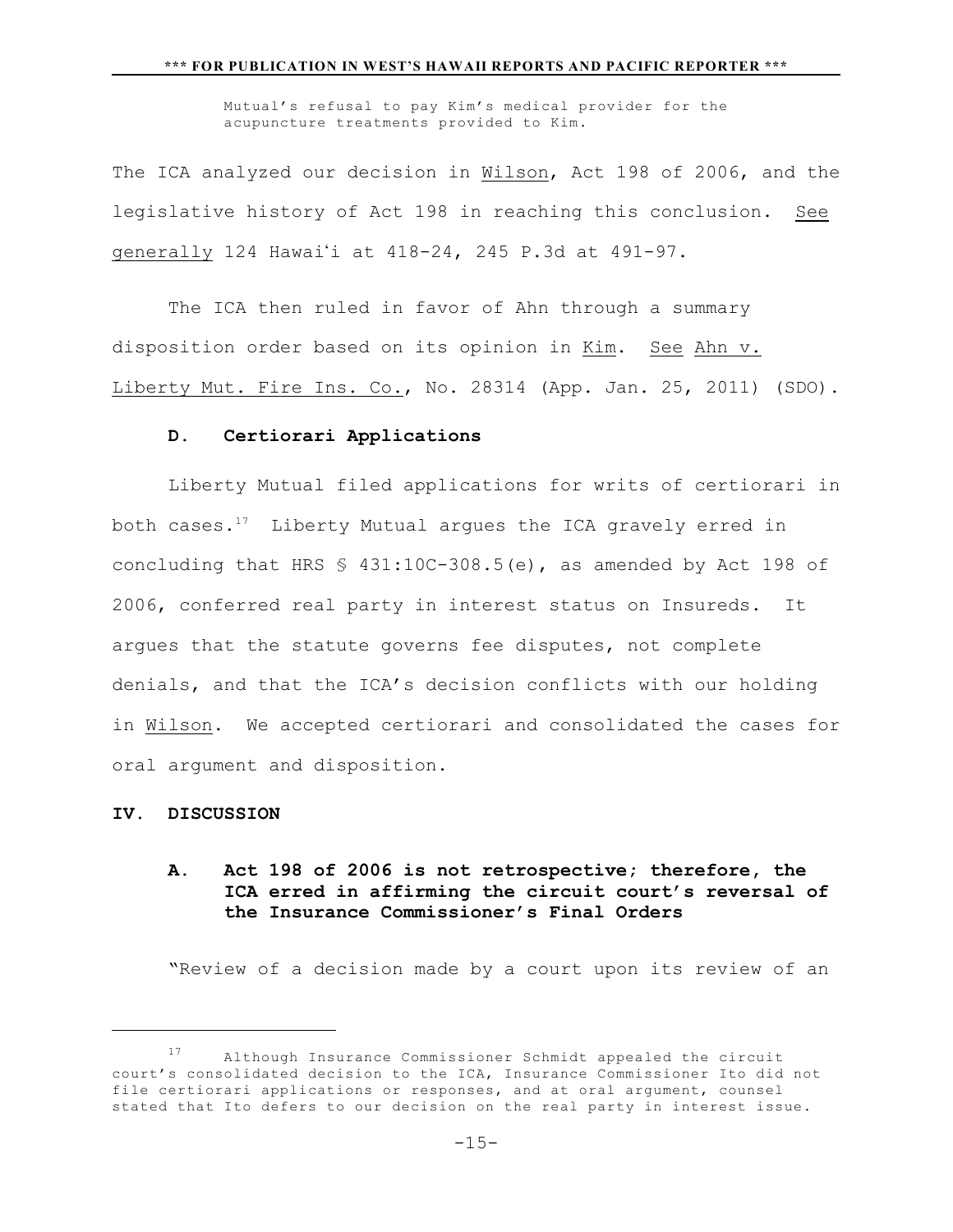Mutual's refusal to pay Kim's medical provider for the acupuncture treatments provided to Kim.

The ICA analyzed our decision in Wilson, Act 198 of 2006, and the legislative history of Act 198 in reaching this conclusion. See generally 124 Hawaiʻi at 418-24, 245 P.3d at 491-97.

The ICA then ruled in favor of Ahn through a summary disposition order based on its opinion in Kim. See Ahn v. Liberty Mut. Fire Ins. Co., No. 28314 (App. Jan. 25, 2011) (SDO).

### D. Certiorari Applications

Liberty Mutual filed applications for writs of certiorari in both cases.[17] Liberty Mutual argues the ICA gravely erred in concluding that HRS § 431:10C-308.5(e), as amended by Act 198 of 2006, conferred real party in interest status on Insureds. It argues that the statute governs fee disputes, not complete denials, and that the ICA's decision conflicts with our holding in Wilson. We accepted certiorari and consolidated the cases for oral argument and disposition.

## IV. DISCUSSION

### A. Act 198 of 2006 is not retrospective; therefore, the ICA erred in affirming the circuit court's reversal of the Insurance Commissioner's Final Orders

"Review of a decision made by a court upon its review of an

---

[17] Although Insurance Commissioner Schmidt appealed the circuit court's consolidated decision to the ICA, Insurance Commissioner Ito did not file certiorari applications or responses, and at oral argument, counsel stated that Ito defers to our decision on the real party in interest issue.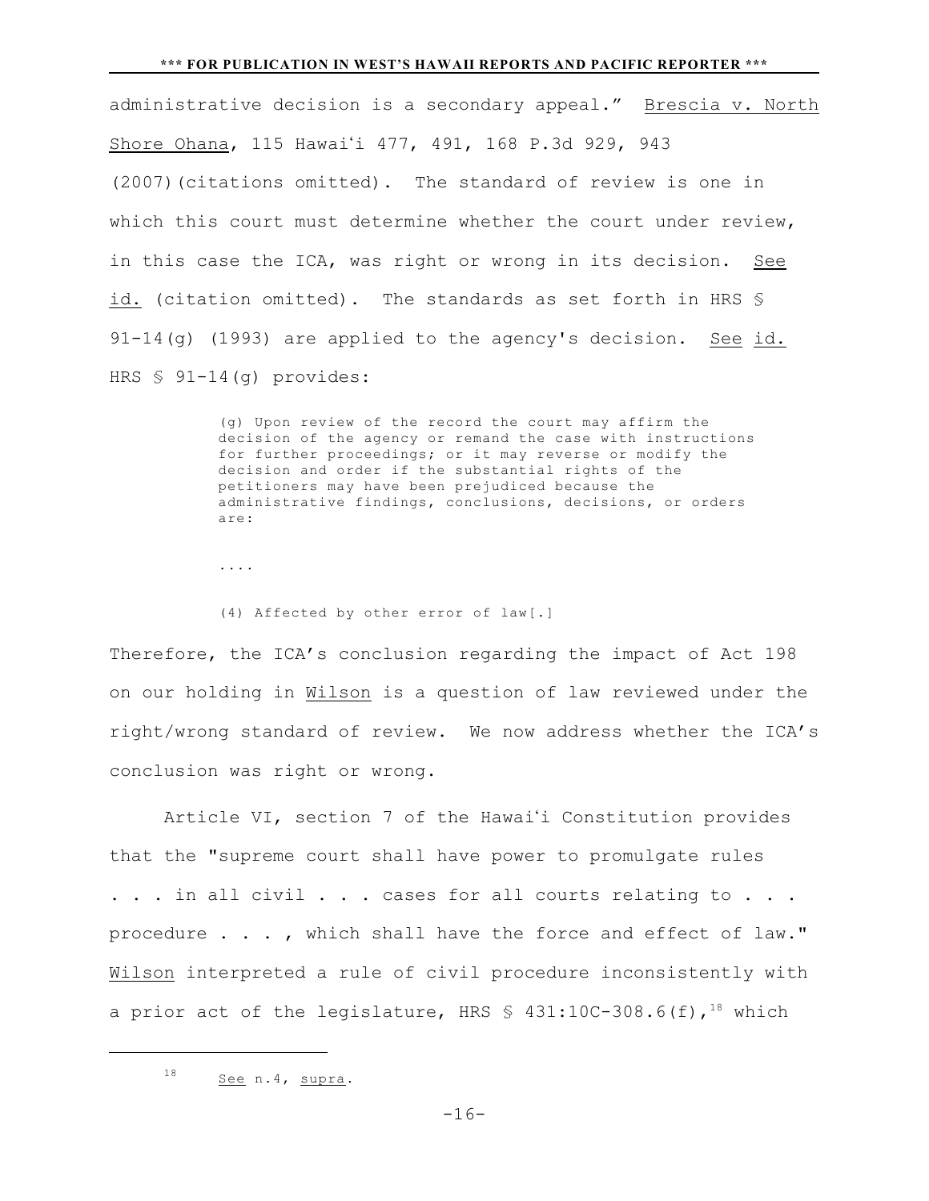administrative decision is a secondary appeal." Brescia v. North Shore Ohana, 115 Hawaiʻi 477, 491, 168 P.3d 929, 943 (2007)(citations omitted). The standard of review is one in which this court must determine whether the court under review, in this case the ICA, was right or wrong in its decision. See id. (citation omitted). The standards as set forth in HRS § 91-14(g) (1993) are applied to the agency's decision. See id. HRS § 91-14(g) provides:

> (g) Upon review of the record the court may affirm the decision of the agency or remand the case with instructions for further proceedings; or it may reverse or modify the decision and order if the substantial rights of the petitioners may have been prejudiced because the administrative findings, conclusions, decisions, or orders are:
>
> ....
>
> (4) Affected by other error of law[.]

Therefore, the ICA's conclusion regarding the impact of Act 198 on our holding in Wilson is a question of law reviewed under the right/wrong standard of review. We now address whether the ICA's conclusion was right or wrong.

Article VI, section 7 of the Hawaiʻi Constitution provides that the "supreme court shall have power to promulgate rules . . . in all civil . . . cases for all courts relating to . . . procedure . . . , which shall have the force and effect of law." Wilson interpreted a rule of civil procedure inconsistently with a prior act of the legislature, HRS § 431:10C-308.6(f),[18] which

---

[18] See n.4, supra.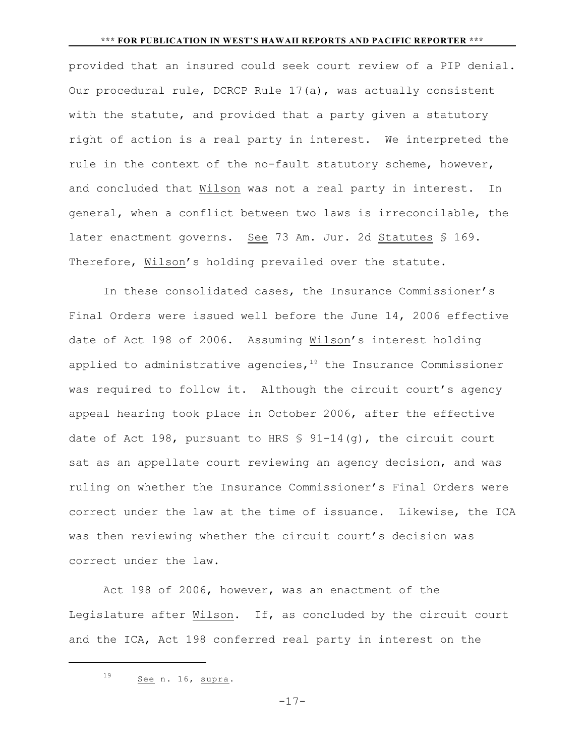provided that an insured could seek court review of a PIP denial. Our procedural rule, DCRCP Rule 17(a), was actually consistent with the statute, and provided that a party given a statutory right of action is a real party in interest. We interpreted the rule in the context of the no-fault statutory scheme, however, and concluded that Wilson was not a real party in interest. In general, when a conflict between two laws is irreconcilable, the later enactment governs. See 73 Am. Jur. 2d Statutes § 169. Therefore, Wilson's holding prevailed over the statute.

In these consolidated cases, the Insurance Commissioner's Final Orders were issued well before the June 14, 2006 effective date of Act 198 of 2006. Assuming Wilson's interest holding applied to administrative agencies,[19] the Insurance Commissioner was required to follow it. Although the circuit court's agency appeal hearing took place in October 2006, after the effective date of Act 198, pursuant to HRS § 91-14(g), the circuit court sat as an appellate court reviewing an agency decision, and was ruling on whether the Insurance Commissioner's Final Orders were correct under the law at the time of issuance. Likewise, the ICA was then reviewing whether the circuit court's decision was correct under the law.

Act 198 of 2006, however, was an enactment of the Legislature after Wilson. If, as concluded by the circuit court and the ICA, Act 198 conferred real party in interest on the

---

[19] See n. 16, supra.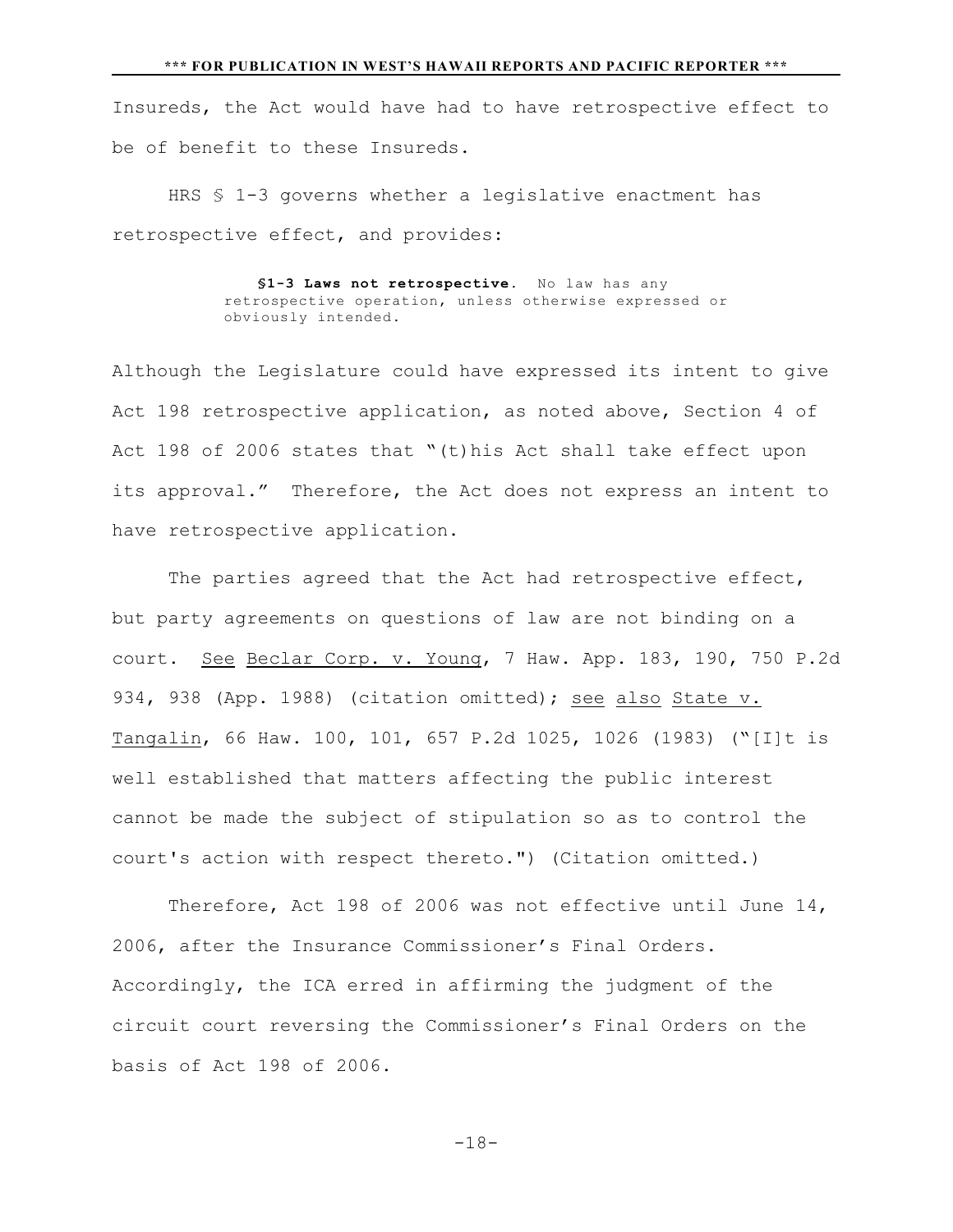Insureds, the Act would have had to have retrospective effect to be of benefit to these Insureds.

HRS § 1-3 governs whether a legislative enactment has retrospective effect, and provides:

> **§1-3 Laws not retrospective.** No law has any retrospective operation, unless otherwise expressed or obviously intended.

Although the Legislature could have expressed its intent to give Act 198 retrospective application, as noted above, Section 4 of Act 198 of 2006 states that "(t)his Act shall take effect upon its approval." Therefore, the Act does not express an intent to have retrospective application.

The parties agreed that the Act had retrospective effect, but party agreements on questions of law are not binding on a court. See Beclar Corp. v. Young, 7 Haw. App. 183, 190, 750 P.2d 934, 938 (App. 1988) (citation omitted); see also State v. Tangalin, 66 Haw. 100, 101, 657 P.2d 1025, 1026 (1983) ("[I]t is well established that matters affecting the public interest cannot be made the subject of stipulation so as to control the court's action with respect thereto.") (Citation omitted.)

Therefore, Act 198 of 2006 was not effective until June 14, 2006, after the Insurance Commissioner's Final Orders. Accordingly, the ICA erred in affirming the judgment of the circuit court reversing the Commissioner's Final Orders on the basis of Act 198 of 2006.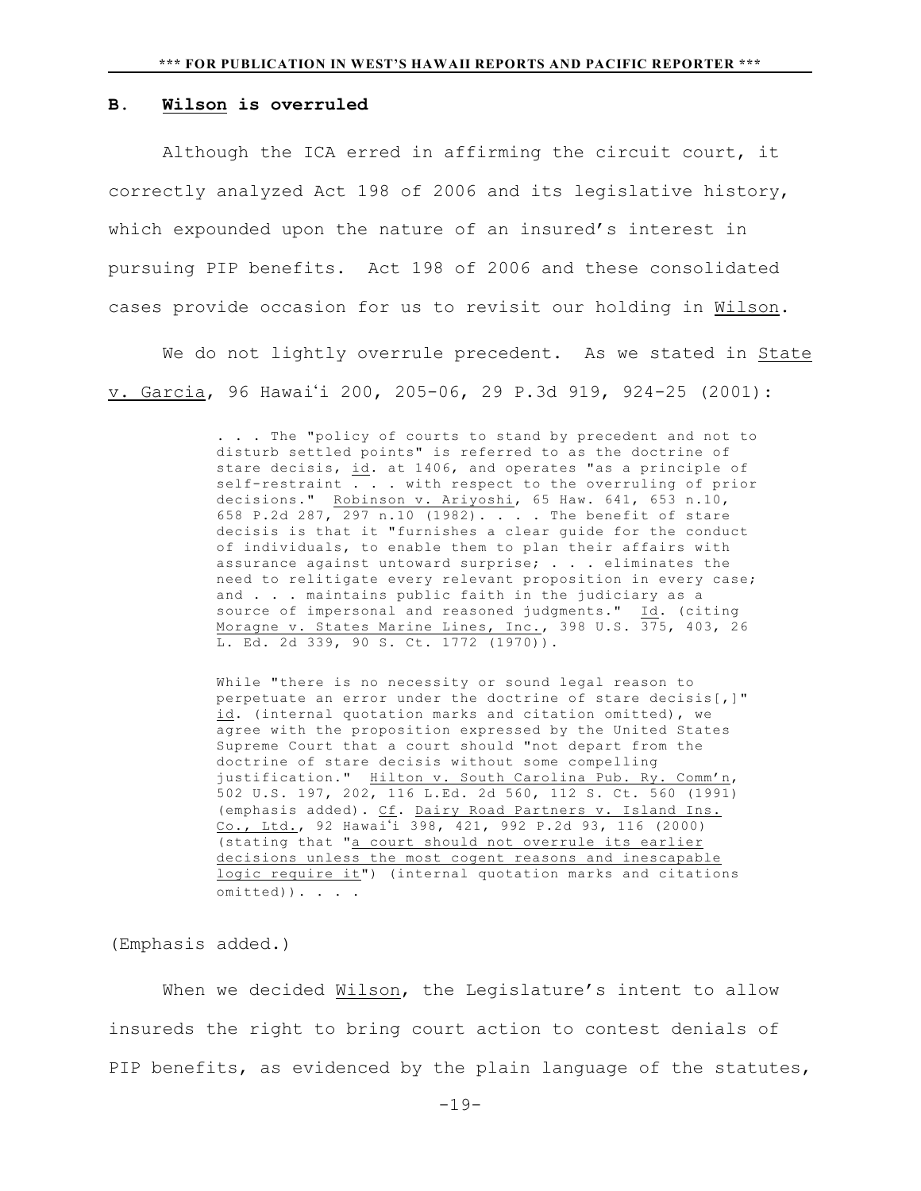### B. Wilson is overruled

Although the ICA erred in affirming the circuit court, it correctly analyzed Act 198 of 2006 and its legislative history, which expounded upon the nature of an insured's interest in pursuing PIP benefits. Act 198 of 2006 and these consolidated cases provide occasion for us to revisit our holding in Wilson.

We do not lightly overrule precedent. As we stated in State v. Garcia, 96 Hawaiʻi 200, 205-06, 29 P.3d 919, 924-25 (2001):

> . . . The "policy of courts to stand by precedent and not to disturb settled points" is referred to as the doctrine of stare decisis, id. at 1406, and operates "as a principle of self-restraint . . . with respect to the overruling of prior decisions." Robinson v. Ariyoshi, 65 Haw. 641, 653 n.10, 658 P.2d 287, 297 n.10 (1982). . . . The benefit of stare decisis is that it "furnishes a clear guide for the conduct of individuals, to enable them to plan their affairs with assurance against untoward surprise; . . . eliminates the need to relitigate every relevant proposition in every case; and . . . maintains public faith in the judiciary as a source of impersonal and reasoned judgments." Id. (citing Moragne v. States Marine Lines, Inc., 398 U.S. 375, 403, 26 L. Ed. 2d 339, 90 S. Ct. 1772 (1970)).
>
> While "there is no necessity or sound legal reason to perpetuate an error under the doctrine of stare decisis[,]" id. (internal quotation marks and citation omitted), we agree with the proposition expressed by the United States Supreme Court that a court should "not depart from the doctrine of stare decisis without some compelling justification." Hilton v. South Carolina Pub. Ry. Comm'n, 502 U.S. 197, 202, 116 L.Ed. 2d 560, 112 S. Ct. 560 (1991) (emphasis added). Cf. Dairy Road Partners v. Island Ins. Co., Ltd., 92 Hawaiʻi 398, 421, 992 P.2d 93, 116 (2000) (stating that "a court should not overrule its earlier decisions unless the most cogent reasons and inescapable logic require it") (internal quotation marks and citations omitted)). . . .

(Emphasis added.)

When we decided Wilson, the Legislature's intent to allow insureds the right to bring court action to contest denials of PIP benefits, as evidenced by the plain language of the statutes,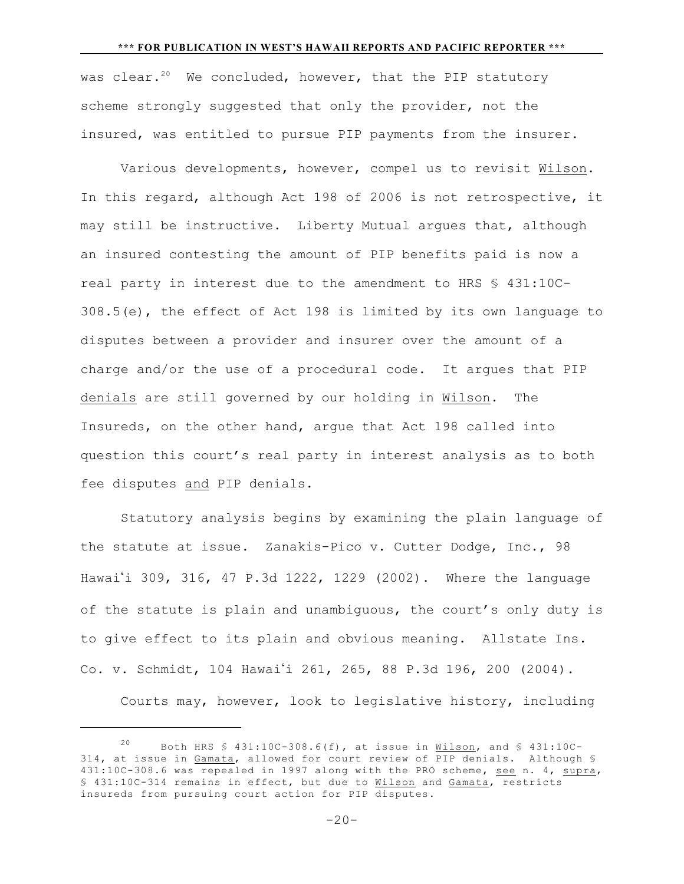was clear.[20] We concluded, however, that the PIP statutory scheme strongly suggested that only the provider, not the insured, was entitled to pursue PIP payments from the insurer.

Various developments, however, compel us to revisit Wilson. In this regard, although Act 198 of 2006 is not retrospective, it may still be instructive. Liberty Mutual argues that, although an insured contesting the amount of PIP benefits paid is now a real party in interest due to the amendment to HRS § 431:10C-308.5(e), the effect of Act 198 is limited by its own language to disputes between a provider and insurer over the amount of a charge and/or the use of a procedural code. It argues that PIP denials are still governed by our holding in Wilson. The Insureds, on the other hand, argue that Act 198 called into question this court's real party in interest analysis as to both fee disputes and PIP denials.

Statutory analysis begins by examining the plain language of the statute at issue. Zanakis-Pico v. Cutter Dodge, Inc., 98 Hawaiʻi 309, 316, 47 P.3d 1222, 1229 (2002). Where the language of the statute is plain and unambiguous, the court's only duty is to give effect to its plain and obvious meaning. Allstate Ins. Co. v. Schmidt, 104 Hawaiʻi 261, 265, 88 P.3d 196, 200 (2004).

Courts may, however, look to legislative history, including

---

[20] Both HRS § 431:10C-308.6(f), at issue in Wilson, and § 431:10C-314, at issue in Gamata, allowed for court review of PIP denials. Although § 431:10C-308.6 was repealed in 1997 along with the PRO scheme, see n. 4, supra, § 431:10C-314 remains in effect, but due to Wilson and Gamata, restricts insureds from pursuing court action for PIP disputes.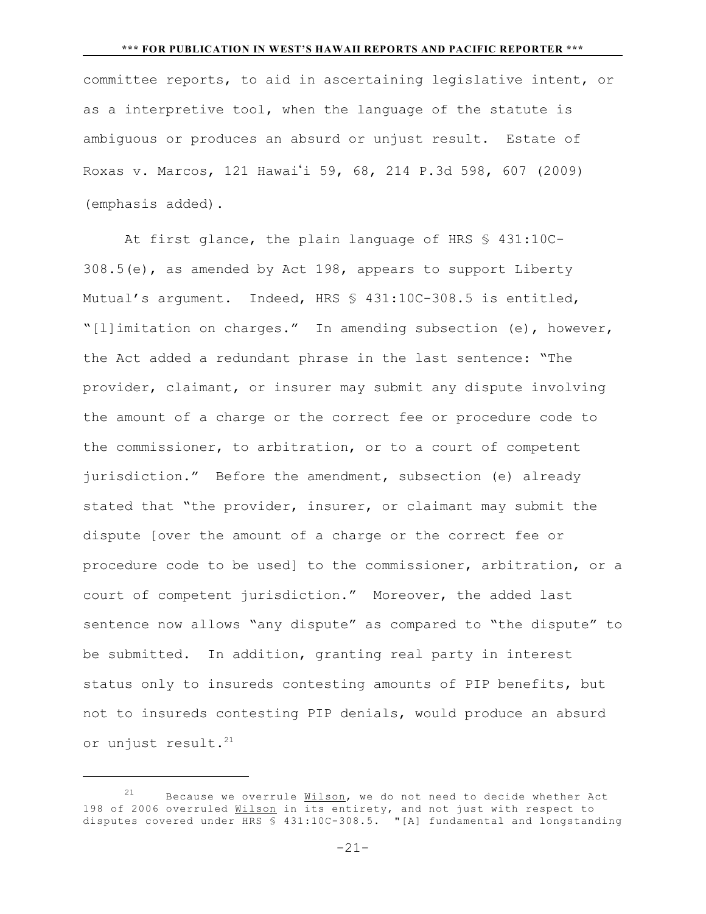committee reports, to aid in ascertaining legislative intent, or as a interpretive tool, when the language of the statute is ambiguous or produces an absurd or unjust result. Estate of Roxas v. Marcos, 121 Hawaiʻi 59, 68, 214 P.3d 598, 607 (2009) (emphasis added).

At first glance, the plain language of HRS § 431:10C-308.5(e), as amended by Act 198, appears to support Liberty Mutual's argument. Indeed, HRS § 431:10C-308.5 is entitled, "[l]imitation on charges." In amending subsection (e), however, the Act added a redundant phrase in the last sentence: "The provider, claimant, or insurer may submit any dispute involving the amount of a charge or the correct fee or procedure code to the commissioner, to arbitration, or to a court of competent jurisdiction." Before the amendment, subsection (e) already stated that "the provider, insurer, or claimant may submit the dispute [over the amount of a charge or the correct fee or procedure code to be used] to the commissioner, arbitration, or a court of competent jurisdiction." Moreover, the added last sentence now allows "any dispute" as compared to "the dispute" to be submitted. In addition, granting real party in interest status only to insureds contesting amounts of PIP benefits, but not to insureds contesting PIP denials, would produce an absurd or unjust result.[21]

---

[21] Because we overrule Wilson, we do not need to decide whether Act 198 of 2006 overruled Wilson in its entirety, and not just with respect to disputes covered under HRS § 431:10C-308.5. "[A] fundamental and longstanding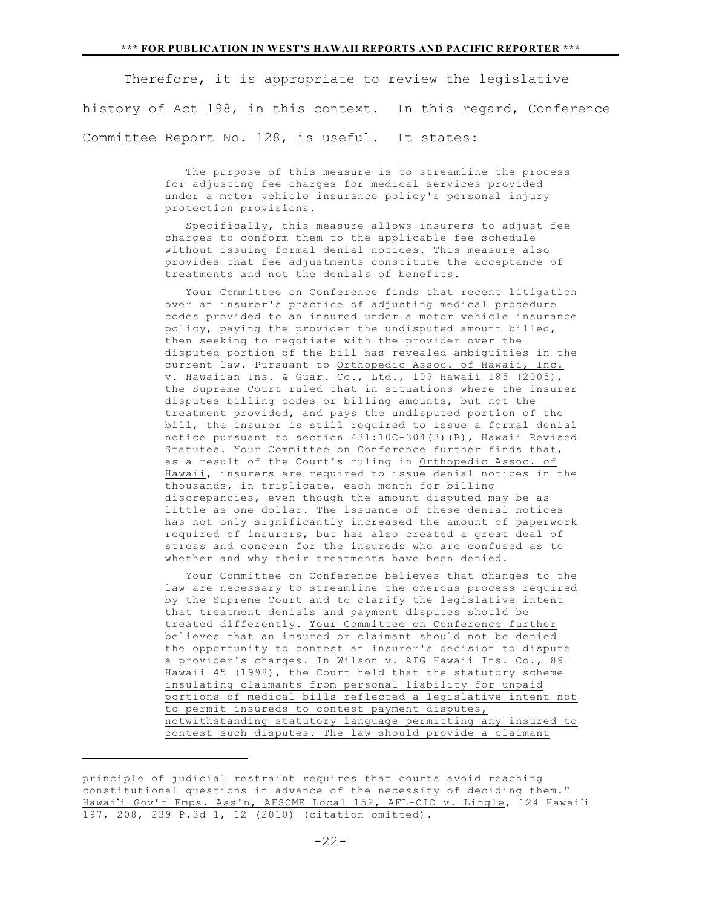Therefore, it is appropriate to review the legislative history of Act 198, in this context. In this regard, Conference Committee Report No. 128, is useful. It states:

> The purpose of this measure is to streamline the process for adjusting fee charges for medical services provided under a motor vehicle insurance policy's personal injury protection provisions.
>
> Specifically, this measure allows insurers to adjust fee charges to conform them to the applicable fee schedule without issuing formal denial notices. This measure also provides that fee adjustments constitute the acceptance of treatments and not the denials of benefits.
>
> Your Committee on Conference finds that recent litigation over an insurer's practice of adjusting medical procedure codes provided to an insured under a motor vehicle insurance policy, paying the provider the undisputed amount billed, then seeking to negotiate with the provider over the disputed portion of the bill has revealed ambiguities in the current law. Pursuant to Orthopedic Assoc. of Hawaii, Inc. v. Hawaiian Ins. & Guar. Co., Ltd., 109 Hawaii 185 (2005), the Supreme Court ruled that in situations where the insurer disputes billing codes or billing amounts, but not the treatment provided, and pays the undisputed portion of the bill, the insurer is still required to issue a formal denial notice pursuant to section 431:10C-304(3)(B), Hawaii Revised Statutes. Your Committee on Conference further finds that, as a result of the Court's ruling in Orthopedic Assoc. of Hawaii, insurers are required to issue denial notices in the thousands, in triplicate, each month for billing discrepancies, even though the amount disputed may be as little as one dollar. The issuance of these denial notices has not only significantly increased the amount of paperwork required of insurers, but has also created a great deal of stress and concern for the insureds who are confused as to whether and why their treatments have been denied.
>
> Your Committee on Conference believes that changes to the law are necessary to streamline the onerous process required by the Supreme Court and to clarify the legislative intent that treatment denials and payment disputes should be treated differently. Your Committee on Conference further believes that an insured or claimant should not be denied the opportunity to contest an insurer's decision to dispute a provider's charges. In Wilson v. AIG Hawaii Ins. Co., 89 Hawaii 45 (1998), the Court held that the statutory scheme insulating claimants from personal liability for unpaid portions of medical bills reflected a legislative intent not to permit insureds to contest payment disputes, notwithstanding statutory language permitting any insured to contest such disputes. The law should provide a claimant

---

principle of judicial restraint requires that courts avoid reaching constitutional questions in advance of the necessity of deciding them." Hawaiʻi Gov't Emps. Ass'n, AFSCME Local 152, AFL-CIO v. Lingle, 124 Hawaiʻi 197, 208, 239 P.3d 1, 12 (2010) (citation omitted).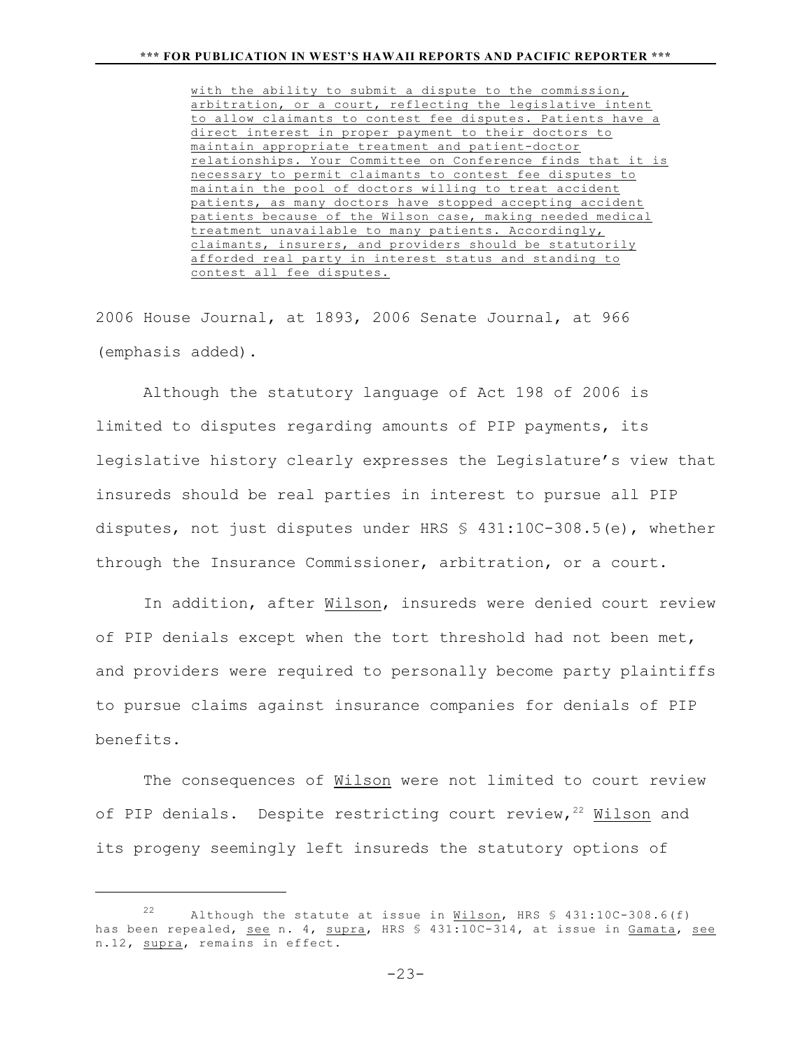> with the ability to submit a dispute to the commission, arbitration, or a court, reflecting the legislative intent to allow claimants to contest fee disputes. Patients have a direct interest in proper payment to their doctors to maintain appropriate treatment and patient-doctor relationships. Your Committee on Conference finds that it is necessary to permit claimants to contest fee disputes to maintain the pool of doctors willing to treat accident patients, as many doctors have stopped accepting accident patients because of the Wilson case, making needed medical treatment unavailable to many patients. Accordingly, claimants, insurers, and providers should be statutorily afforded real party in interest status and standing to contest all fee disputes.

2006 House Journal, at 1893, 2006 Senate Journal, at 966 (emphasis added).

Although the statutory language of Act 198 of 2006 is limited to disputes regarding amounts of PIP payments, its legislative history clearly expresses the Legislature's view that insureds should be real parties in interest to pursue all PIP disputes, not just disputes under HRS § 431:10C-308.5(e), whether through the Insurance Commissioner, arbitration, or a court.

In addition, after Wilson, insureds were denied court review of PIP denials except when the tort threshold had not been met, and providers were required to personally become party plaintiffs to pursue claims against insurance companies for denials of PIP benefits.

The consequences of Wilson were not limited to court review of PIP denials. Despite restricting court review,[22] Wilson and its progeny seemingly left insureds the statutory options of

---

[22] Although the statute at issue in Wilson, HRS § 431:10C-308.6(f) has been repealed, see n. 4, supra, HRS § 431:10C-314, at issue in Gamata, see n.12, supra, remains in effect.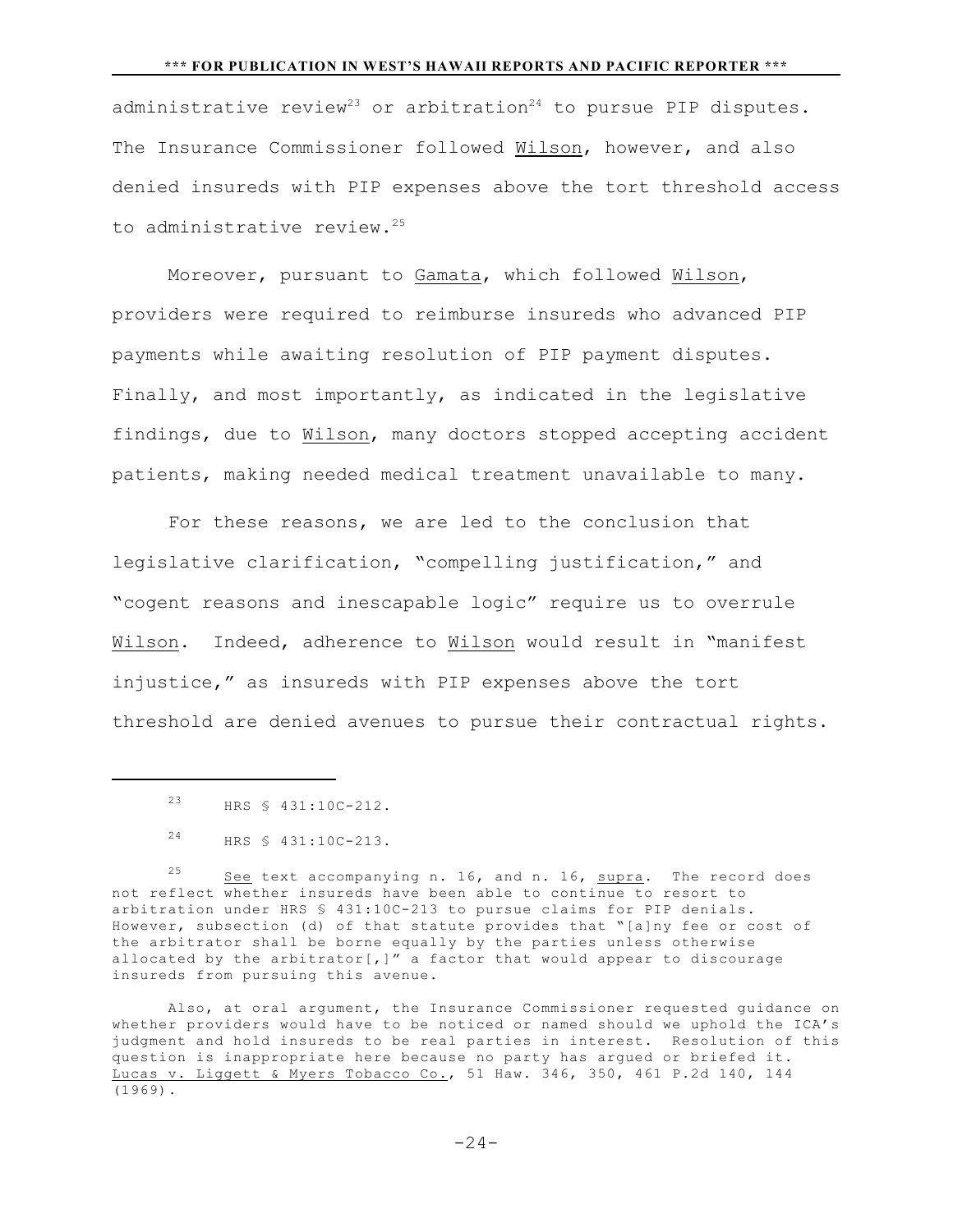administrative review[23] or arbitration[24] to pursue PIP disputes. The Insurance Commissioner followed Wilson, however, and also denied insureds with PIP expenses above the tort threshold access to administrative review.[25]

Moreover, pursuant to Gamata, which followed Wilson, providers were required to reimburse insureds who advanced PIP payments while awaiting resolution of PIP payment disputes. Finally, and most importantly, as indicated in the legislative findings, due to Wilson, many doctors stopped accepting accident patients, making needed medical treatment unavailable to many.

For these reasons, we are led to the conclusion that legislative clarification, "compelling justification," and "cogent reasons and inescapable logic" require us to overrule Wilson. Indeed, adherence to Wilson would result in "manifest injustice," as insureds with PIP expenses above the tort threshold are denied avenues to pursue their contractual rights.

---

[23] HRS § 431:10C-212.

[24] HRS § 431:10C-213.

[25] See text accompanying n. 16, and n. 16, supra. The record does not reflect whether insureds have been able to continue to resort to arbitration under HRS § 431:10C-213 to pursue claims for PIP denials. However, subsection (d) of that statute provides that "[a]ny fee or cost of the arbitrator shall be borne equally by the parties unless otherwise allocated by the arbitrator[,]" a factor that would appear to discourage insureds from pursuing this avenue.

Also, at oral argument, the Insurance Commissioner requested guidance on whether providers would have to be noticed or named should we uphold the ICA's judgment and hold insureds to be real parties in interest. Resolution of this question is inappropriate here because no party has argued or briefed it. Lucas v. Liggett & Myers Tobacco Co., 51 Haw. 346, 350, 461 P.2d 140, 144 (1969).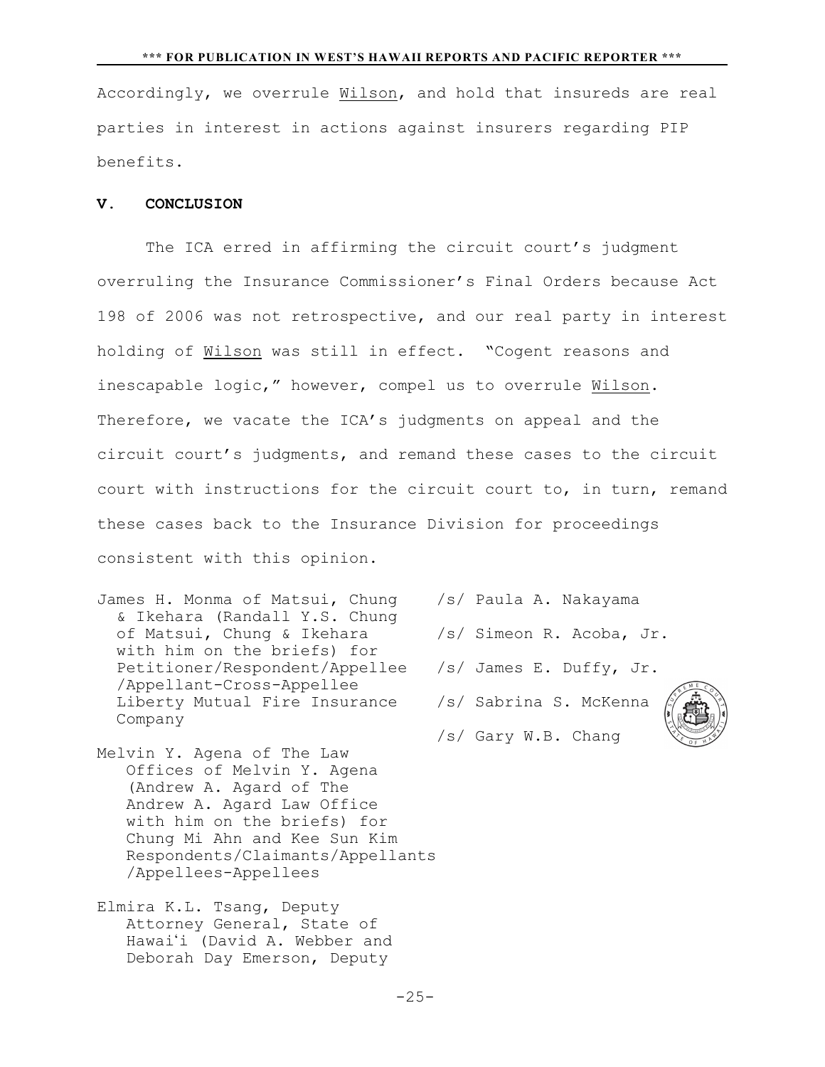Accordingly, we overrule Wilson, and hold that insureds are real parties in interest in actions against insurers regarding PIP benefits.

**V. CONCLUSION**

The ICA erred in affirming the circuit court's judgment overruling the Insurance Commissioner's Final Orders because Act 198 of 2006 was not retrospective, and our real party in interest holding of Wilson was still in effect. "Cogent reasons and inescapable logic," however, compel us to overrule Wilson. Therefore, we vacate the ICA's judgments on appeal and the circuit court's judgments, and remand these cases to the circuit court with instructions for the circuit court to, in turn, remand these cases back to the Insurance Division for proceedings consistent with this opinion.

James H. Monma of Matsui, Chung & Ikehara (Randall Y.S. Chung of Matsui, Chung & Ikehara with him on the briefs) for Petitioner/Respondent/Appellee /Appellant-Cross-Appellee Liberty Mutual Fire Insurance Company

Melvin Y. Agena of The Law Offices of Melvin Y. Agena (Andrew A. Agard of The Andrew A. Agard Law Office with him on the briefs) for Chung Mi Ahn and Kee Sun Kim Respondents/Claimants/Appellants /Appellees-Appellees

Elmira K.L. Tsang, Deputy Attorney General, State of Hawaiʻi (David A. Webber and Deborah Day Emerson, Deputy

/s/ Paula A. Nakayama

/s/ Simeon R. Acoba, Jr.

/s/ James E. Duffy, Jr.

/s/ Sabrina S. McKenna

/s/ Gary W.B. Chang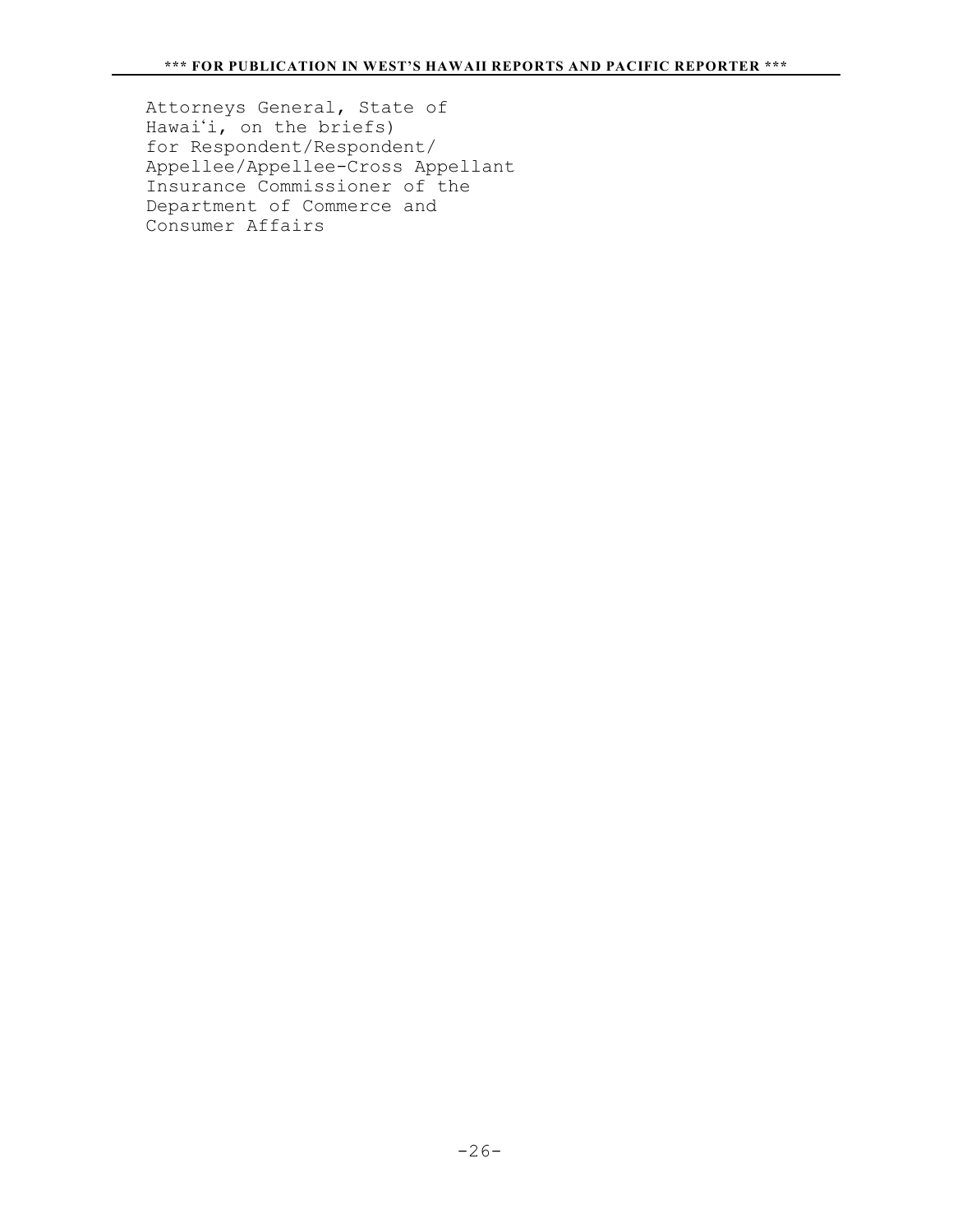Attorneys General, State of
Hawaiʻi, on the briefs)
for Respondent/Respondent/
Appellee/Appellee-Cross Appellant
Insurance Commissioner of the
Department of Commerce and
Consumer Affairs